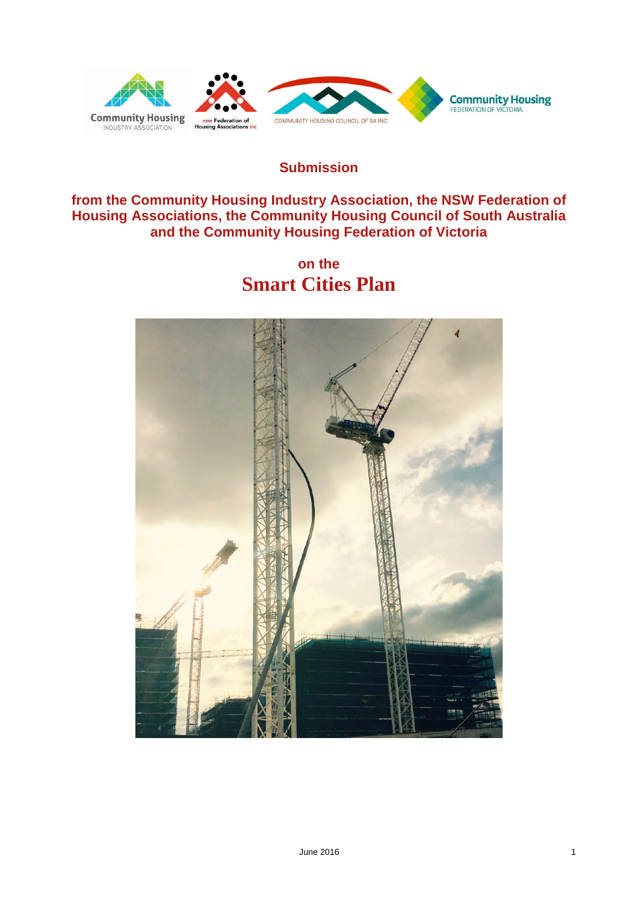# Submission

## from the Community Housing Industry Association, the NSW Federation of Housing Associations, the Community Housing Council of South Australia and the Community Housing Federation of Victoria

### on the

# Smart Cities Plan

June 2016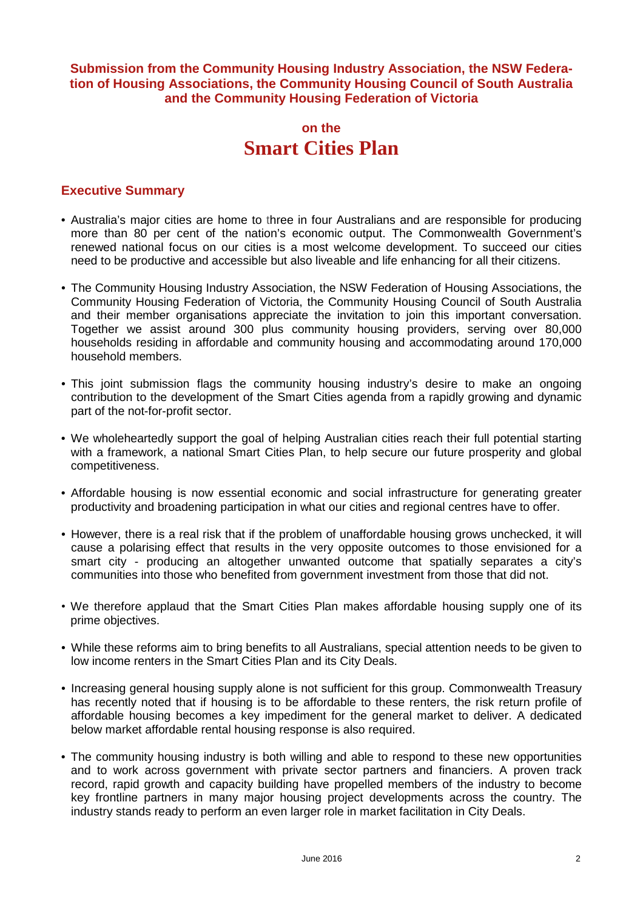**Submission from the Community Housing Industry Association, the NSW Federation of Housing Associations, the Community Housing Council of South Australia and the Community Housing Federation of Victoria**

**on the**

# Smart Cities Plan

## Executive Summary

- Australia's major cities are home to three in four Australians and are responsible for producing more than 80 per cent of the nation's economic output. The Commonwealth Government's renewed national focus on our cities is a most welcome development. To succeed our cities need to be productive and accessible but also liveable and life enhancing for all their citizens.

- The Community Housing Industry Association, the NSW Federation of Housing Associations, the Community Housing Federation of Victoria, the Community Housing Council of South Australia and their member organisations appreciate the invitation to join this important conversation. Together we assist around 300 plus community housing providers, serving over 80,000 households residing in affordable and community housing and accommodating around 170,000 household members.

- This joint submission flags the community housing industry's desire to make an ongoing contribution to the development of the Smart Cities agenda from a rapidly growing and dynamic part of the not-for-profit sector.

- We wholeheartedly support the goal of helping Australian cities reach their full potential starting with a framework, a national Smart Cities Plan, to help secure our future prosperity and global competitiveness.

- Affordable housing is now essential economic and social infrastructure for generating greater productivity and broadening participation in what our cities and regional centres have to offer.

- However, there is a real risk that if the problem of unaffordable housing grows unchecked, it will cause a polarising effect that results in the very opposite outcomes to those envisioned for a smart city - producing an altogether unwanted outcome that spatially separates a city's communities into those who benefited from government investment from those that did not.

- We therefore applaud that the Smart Cities Plan makes affordable housing supply one of its prime objectives.

- While these reforms aim to bring benefits to all Australians, special attention needs to be given to low income renters in the Smart Cities Plan and its City Deals.

- Increasing general housing supply alone is not sufficient for this group. Commonwealth Treasury has recently noted that if housing is to be affordable to these renters, the risk return profile of affordable housing becomes a key impediment for the general market to deliver. A dedicated below market affordable rental housing response is also required.

- The community housing industry is both willing and able to respond to these new opportunities and to work across government with private sector partners and financiers. A proven track record, rapid growth and capacity building have propelled members of the industry to become key frontline partners in many major housing project developments across the country. The industry stands ready to perform an even larger role in market facilitation in City Deals.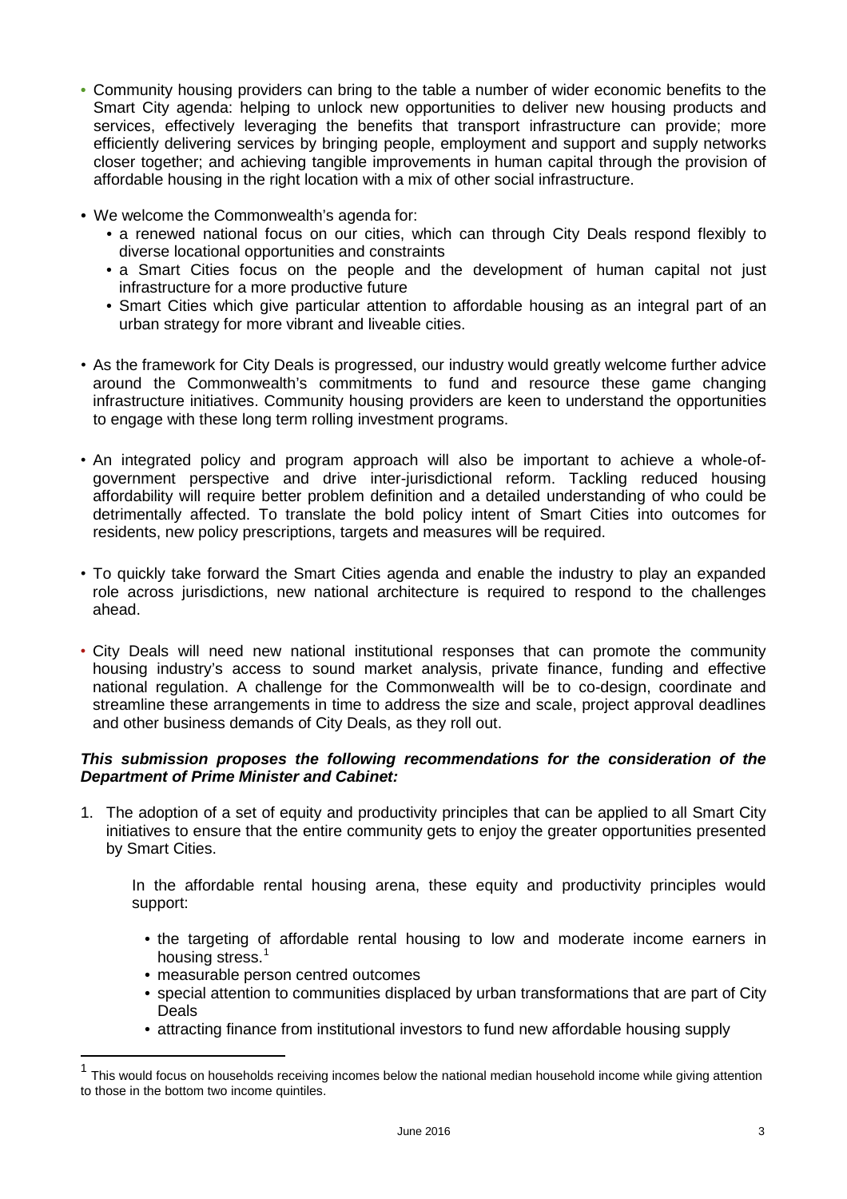- Community housing providers can bring to the table a number of wider economic benefits to the Smart City agenda: helping to unlock new opportunities to deliver new housing products and services, effectively leveraging the benefits that transport infrastructure can provide; more efficiently delivering services by bringing people, employment and support and supply networks closer together; and achieving tangible improvements in human capital through the provision of affordable housing in the right location with a mix of other social infrastructure.

- We welcome the Commonwealth's agenda for:
  - a renewed national focus on our cities, which can through City Deals respond flexibly to diverse locational opportunities and constraints
  - a Smart Cities focus on the people and the development of human capital not just infrastructure for a more productive future
  - Smart Cities which give particular attention to affordable housing as an integral part of an urban strategy for more vibrant and liveable cities.

- As the framework for City Deals is progressed, our industry would greatly welcome further advice around the Commonwealth's commitments to fund and resource these game changing infrastructure initiatives. Community housing providers are keen to understand the opportunities to engage with these long term rolling investment programs.

- An integrated policy and program approach will also be important to achieve a whole-of-government perspective and drive inter-jurisdictional reform. Tackling reduced housing affordability will require better problem definition and a detailed understanding of who could be detrimentally affected. To translate the bold policy intent of Smart Cities into outcomes for residents, new policy prescriptions, targets and measures will be required.

- To quickly take forward the Smart Cities agenda and enable the industry to play an expanded role across jurisdictions, new national architecture is required to respond to the challenges ahead.

- City Deals will need new national institutional responses that can promote the community housing industry's access to sound market analysis, private finance, funding and effective national regulation. A challenge for the Commonwealth will be to co-design, coordinate and streamline these arrangements in time to address the size and scale, project approval deadlines and other business demands of City Deals, as they roll out.

***This submission proposes the following recommendations for the consideration of the Department of Prime Minister and Cabinet:***

1. The adoption of a set of equity and productivity principles that can be applied to all Smart City initiatives to ensure that the entire community gets to enjoy the greater opportunities presented by Smart Cities.

   In the affordable rental housing arena, these equity and productivity principles would support:

   - the targeting of affordable rental housing to low and moderate income earners in housing stress.[1]
   - measurable person centred outcomes
   - special attention to communities displaced by urban transformations that are part of City Deals
   - attracting finance from institutional investors to fund new affordable housing supply

[1] This would focus on households receiving incomes below the national median household income while giving attention to those in the bottom two income quintiles.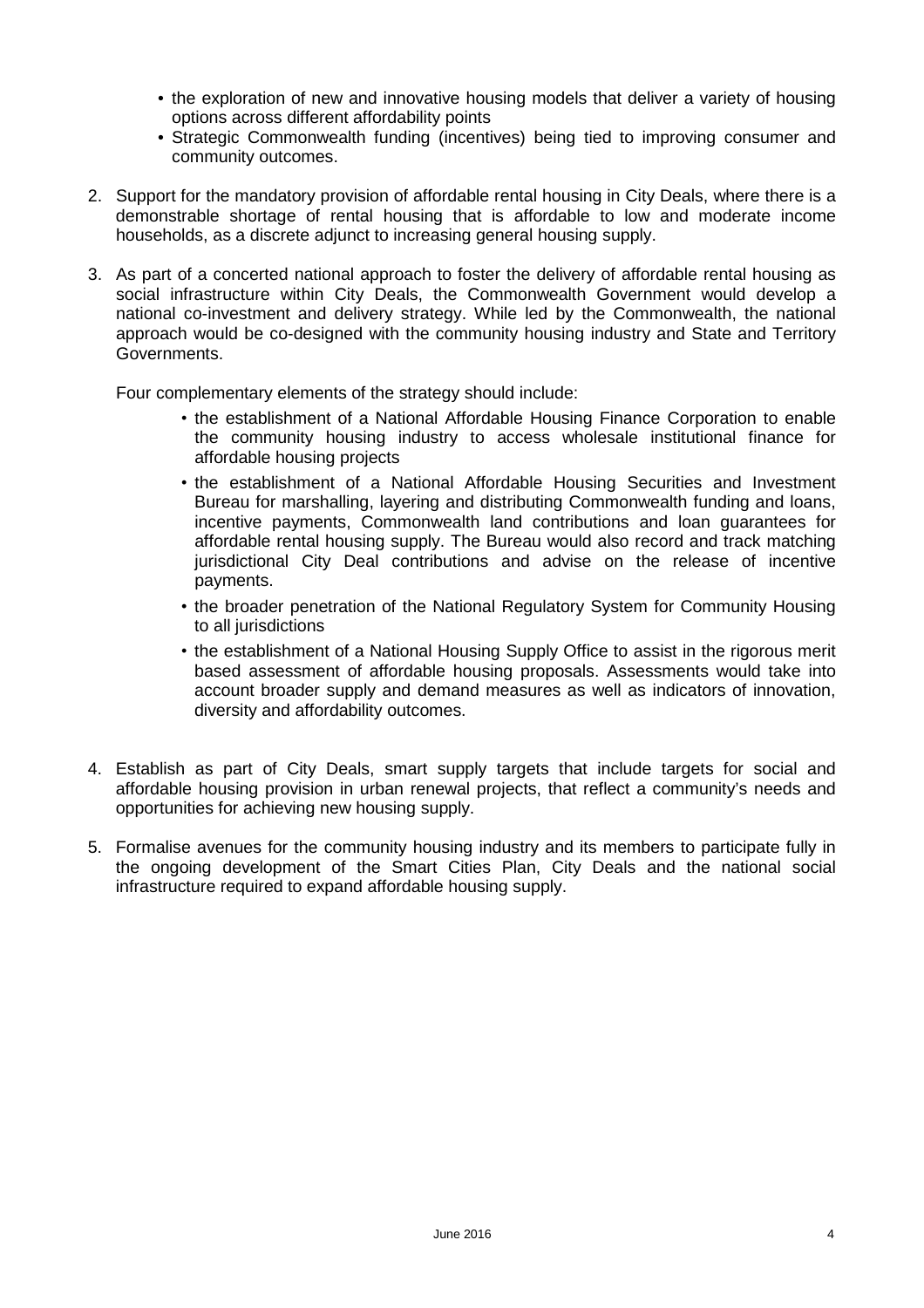- the exploration of new and innovative housing models that deliver a variety of housing options across different affordability points
- Strategic Commonwealth funding (incentives) being tied to improving consumer and community outcomes.

2. Support for the mandatory provision of affordable rental housing in City Deals, where there is a demonstrable shortage of rental housing that is affordable to low and moderate income households, as a discrete adjunct to increasing general housing supply.

3. As part of a concerted national approach to foster the delivery of affordable rental housing as social infrastructure within City Deals, the Commonwealth Government would develop a national co-investment and delivery strategy. While led by the Commonwealth, the national approach would be co-designed with the community housing industry and State and Territory Governments.

   Four complementary elements of the strategy should include:

   - the establishment of a National Affordable Housing Finance Corporation to enable the community housing industry to access wholesale institutional finance for affordable housing projects
   - the establishment of a National Affordable Housing Securities and Investment Bureau for marshalling, layering and distributing Commonwealth funding and loans, incentive payments, Commonwealth land contributions and loan guarantees for affordable rental housing supply. The Bureau would also record and track matching jurisdictional City Deal contributions and advise on the release of incentive payments.
   - the broader penetration of the National Regulatory System for Community Housing to all jurisdictions
   - the establishment of a National Housing Supply Office to assist in the rigorous merit based assessment of affordable housing proposals. Assessments would take into account broader supply and demand measures as well as indicators of innovation, diversity and affordability outcomes.

4. Establish as part of City Deals, smart supply targets that include targets for social and affordable housing provision in urban renewal projects, that reflect a community's needs and opportunities for achieving new housing supply.

5. Formalise avenues for the community housing industry and its members to participate fully in the ongoing development of the Smart Cities Plan, City Deals and the national social infrastructure required to expand affordable housing supply.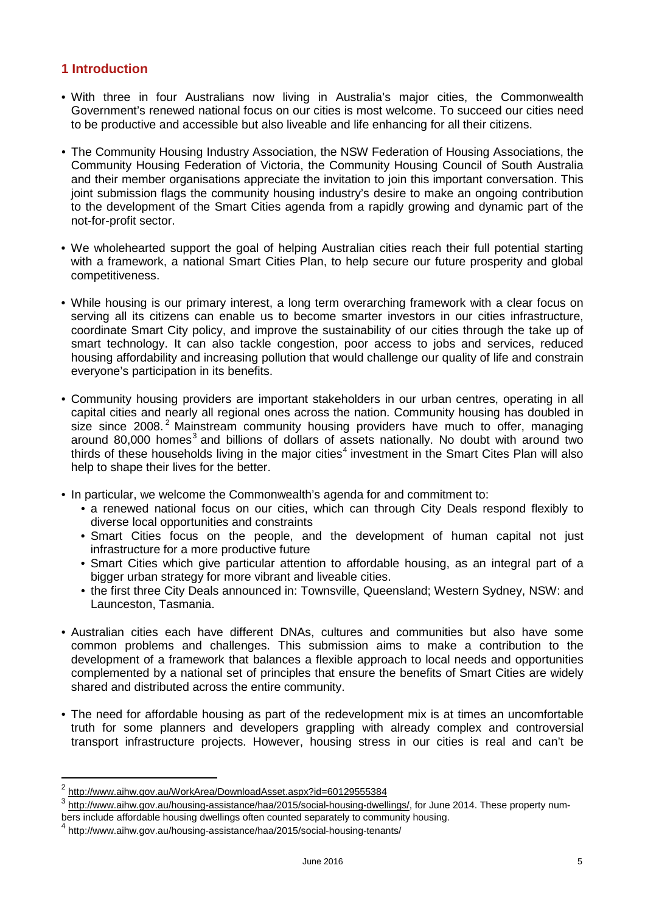## 1 Introduction

- With three in four Australians now living in Australia's major cities, the Commonwealth Government's renewed national focus on our cities is most welcome. To succeed our cities need to be productive and accessible but also liveable and life enhancing for all their citizens.
- The Community Housing Industry Association, the NSW Federation of Housing Associations, the Community Housing Federation of Victoria, the Community Housing Council of South Australia and their member organisations appreciate the invitation to join this important conversation. This joint submission flags the community housing industry's desire to make an ongoing contribution to the development of the Smart Cities agenda from a rapidly growing and dynamic part of the not-for-profit sector.
- We wholehearted support the goal of helping Australian cities reach their full potential starting with a framework, a national Smart Cities Plan, to help secure our future prosperity and global competitiveness.
- While housing is our primary interest, a long term overarching framework with a clear focus on serving all its citizens can enable us to become smarter investors in our cities infrastructure, coordinate Smart City policy, and improve the sustainability of our cities through the take up of smart technology. It can also tackle congestion, poor access to jobs and services, reduced housing affordability and increasing pollution that would challenge our quality of life and constrain everyone's participation in its benefits.
- Community housing providers are important stakeholders in our urban centres, operating in all capital cities and nearly all regional ones across the nation. Community housing has doubled in size since 2008.[2] Mainstream community housing providers have much to offer, managing around 80,000 homes[3] and billions of dollars of assets nationally. No doubt with around two thirds of these households living in the major cities[4] investment in the Smart Cites Plan will also help to shape their lives for the better.
- In particular, we welcome the Commonwealth's agenda for and commitment to:
  - a renewed national focus on our cities, which can through City Deals respond flexibly to diverse local opportunities and constraints
  - Smart Cities focus on the people, and the development of human capital not just infrastructure for a more productive future
  - Smart Cities which give particular attention to affordable housing, as an integral part of a bigger urban strategy for more vibrant and liveable cities.
  - the first three City Deals announced in: Townsville, Queensland; Western Sydney, NSW: and Launceston, Tasmania.
- Australian cities each have different DNAs, cultures and communities but also have some common problems and challenges. This submission aims to make a contribution to the development of a framework that balances a flexible approach to local needs and opportunities complemented by a national set of principles that ensure the benefits of Smart Cities are widely shared and distributed across the entire community.
- The need for affordable housing as part of the redevelopment mix is at times an uncomfortable truth for some planners and developers grappling with already complex and controversial transport infrastructure projects. However, housing stress in our cities is real and can't be

---

[2] http://www.aihw.gov.au/WorkArea/DownloadAsset.aspx?id=60129555384

[3] http://www.aihw.gov.au/housing-assistance/haa/2015/social-housing-dwellings/, for June 2014. These property numbers include affordable housing dwellings often counted separately to community housing.

[4] http://www.aihw.gov.au/housing-assistance/haa/2015/social-housing-tenants/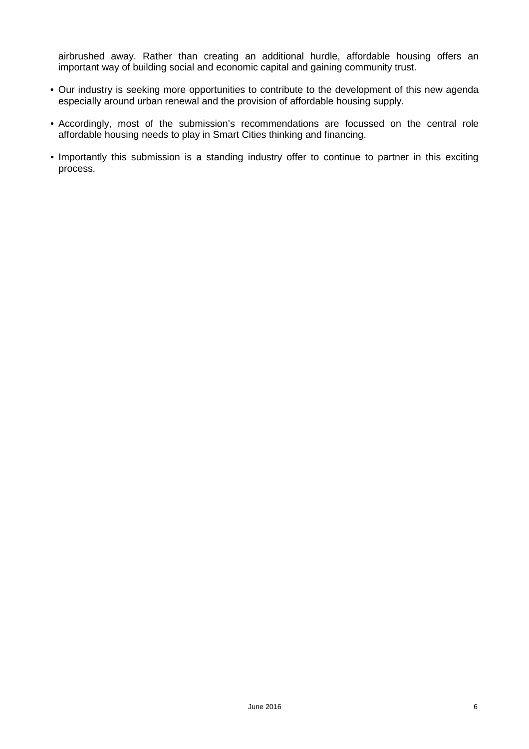airbrushed away. Rather than creating an additional hurdle, affordable housing offers an important way of building social and economic capital and gaining community trust.

- Our industry is seeking more opportunities to contribute to the development of this new agenda especially around urban renewal and the provision of affordable housing supply.
- Accordingly, most of the submission's recommendations are focussed on the central role affordable housing needs to play in Smart Cities thinking and financing.
- Importantly this submission is a standing industry offer to continue to partner in this exciting process.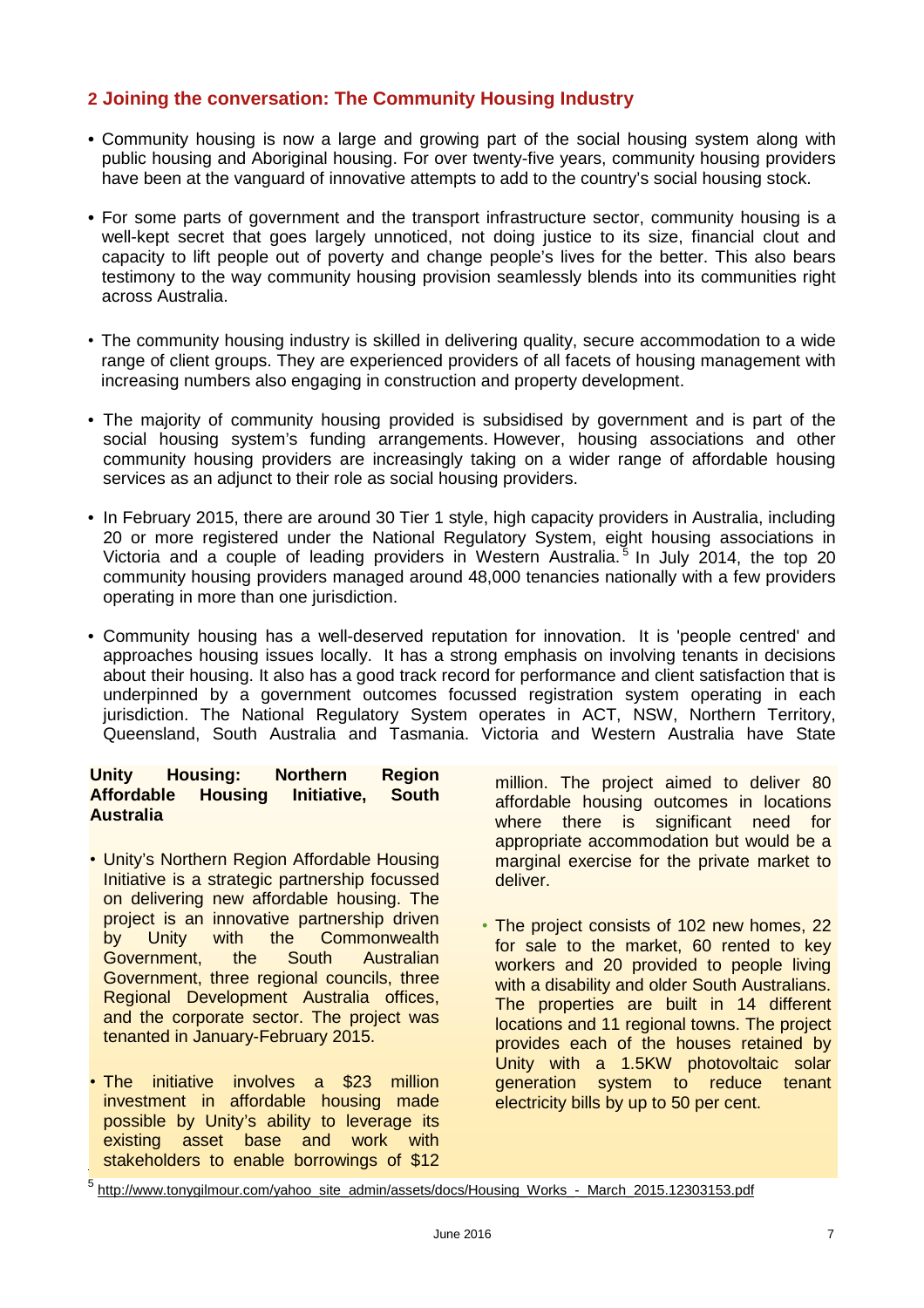## 2 Joining the conversation: The Community Housing Industry

- Community housing is now a large and growing part of the social housing system along with public housing and Aboriginal housing. For over twenty-five years, community housing providers have been at the vanguard of innovative attempts to add to the country's social housing stock.

- For some parts of government and the transport infrastructure sector, community housing is a well-kept secret that goes largely unnoticed, not doing justice to its size, financial clout and capacity to lift people out of poverty and change people's lives for the better. This also bears testimony to the way community housing provision seamlessly blends into its communities right across Australia.

- The community housing industry is skilled in delivering quality, secure accommodation to a wide range of client groups. They are experienced providers of all facets of housing management with increasing numbers also engaging in construction and property development.

- The majority of community housing provided is subsidised by government and is part of the social housing system's funding arrangements. However, housing associations and other community housing providers are increasingly taking on a wider range of affordable housing services as an adjunct to their role as social housing providers.

- In February 2015, there are around 30 Tier 1 style, high capacity providers in Australia, including 20 or more registered under the National Regulatory System, eight housing associations in Victoria and a couple of leading providers in Western Australia.[5] In July 2014, the top 20 community housing providers managed around 48,000 tenancies nationally with a few providers operating in more than one jurisdiction.

- Community housing has a well-deserved reputation for innovation. It is 'people centred' and approaches housing issues locally. It has a strong emphasis on involving tenants in decisions about their housing. It also has a good track record for performance and client satisfaction that is underpinned by a government outcomes focussed registration system operating in each jurisdiction. The National Regulatory System operates in ACT, NSW, Northern Territory, Queensland, South Australia and Tasmania. Victoria and Western Australia have State

**Unity Housing: Northern Region Affordable Housing Initiative, South Australia**

- Unity's Northern Region Affordable Housing Initiative is a strategic partnership focussed on delivering new affordable housing. The project is an innovative partnership driven by Unity with the Commonwealth Government, the South Australian Government, three regional councils, three Regional Development Australia offices, and the corporate sector. The project was tenanted in January-February 2015.

- The initiative involves a $23 million investment in affordable housing made possible by Unity's ability to leverage its existing asset base and work with stakeholders to enable borrowings of $12 million. The project aimed to deliver 80 affordable housing outcomes in locations where there is significant need for appropriate accommodation but would be a marginal exercise for the private market to deliver.

- The project consists of 102 new homes, 22 for sale to the market, 60 rented to key workers and 20 provided to people living with a disability and older South Australians. The properties are built in 14 different locations and 11 regional towns. The project provides each of the houses retained by Unity with a 1.5KW photovoltaic solar generation system to reduce tenant electricity bills by up to 50 per cent.

[5] http://www.tonygilmour.com/yahoo_site_admin/assets/docs/Housing_Works_-_March_2015.12303153.pdf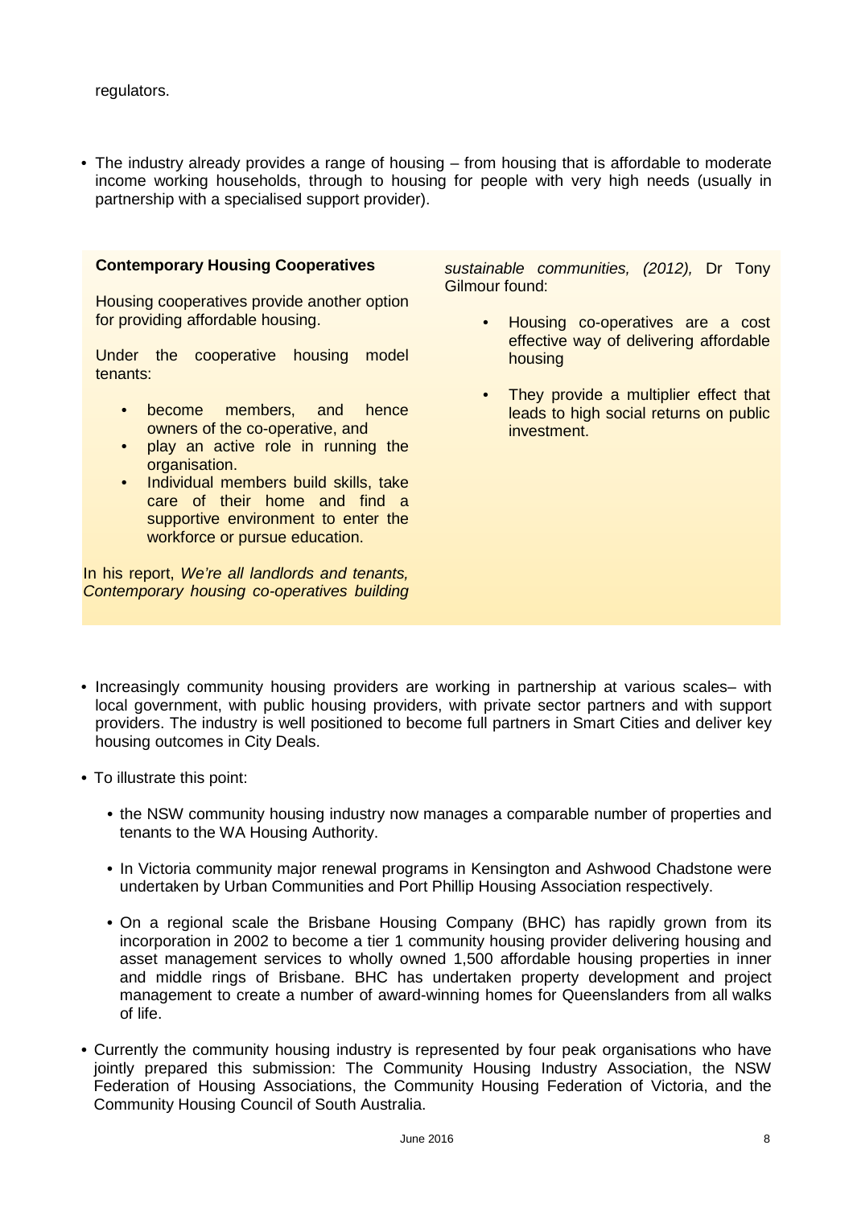regulators.

- The industry already provides a range of housing – from housing that is affordable to moderate income working households, through to housing for people with very high needs (usually in partnership with a specialised support provider).

**Contemporary Housing Cooperatives**

Housing cooperatives provide another option for providing affordable housing.

Under the cooperative housing model tenants:

- become members, and hence owners of the co-operative, and
- play an active role in running the organisation.
- Individual members build skills, take care of their home and find a supportive environment to enter the workforce or pursue education.

In his report, *We're all landlords and tenants, Contemporary housing co-operatives building sustainable communities, (2012),* Dr Tony Gilmour found:

- Housing co-operatives are a cost effective way of delivering affordable housing
- They provide a multiplier effect that leads to high social returns on public investment.

- Increasingly community housing providers are working in partnership at various scales– with local government, with public housing providers, with private sector partners and with support providers. The industry is well positioned to become full partners in Smart Cities and deliver key housing outcomes in City Deals.

- To illustrate this point:

  - the NSW community housing industry now manages a comparable number of properties and tenants to the WA Housing Authority.

  - In Victoria community major renewal programs in Kensington and Ashwood Chadstone were undertaken by Urban Communities and Port Phillip Housing Association respectively.

  - On a regional scale the Brisbane Housing Company (BHC) has rapidly grown from its incorporation in 2002 to become a tier 1 community housing provider delivering housing and asset management services to wholly owned 1,500 affordable housing properties in inner and middle rings of Brisbane. BHC has undertaken property development and project management to create a number of award-winning homes for Queenslanders from all walks of life.

- Currently the community housing industry is represented by four peak organisations who have jointly prepared this submission: The Community Housing Industry Association, the NSW Federation of Housing Associations, the Community Housing Federation of Victoria, and the Community Housing Council of South Australia.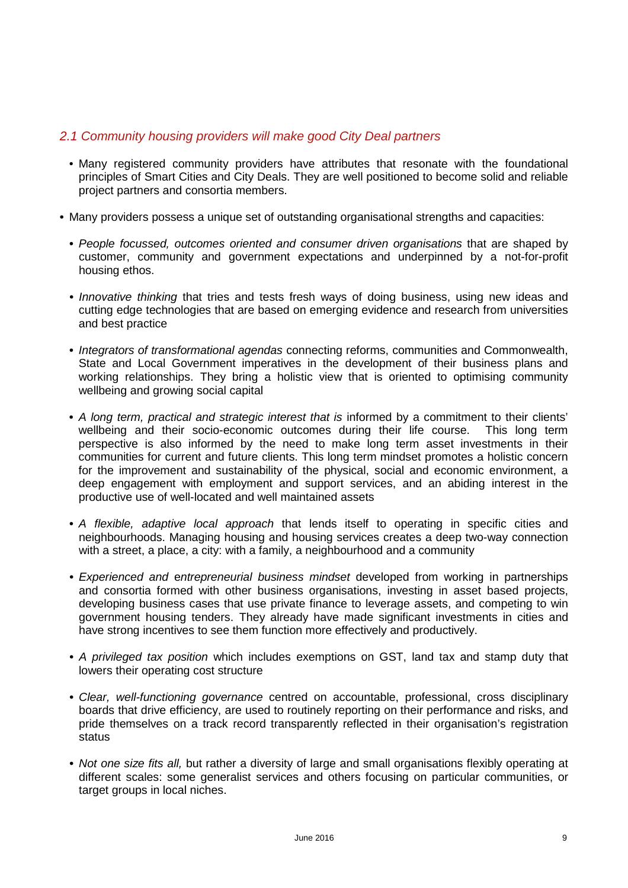## *2.1 Community housing providers will make good City Deal partners*

- Many registered community providers have attributes that resonate with the foundational principles of Smart Cities and City Deals. They are well positioned to become solid and reliable project partners and consortia members.

- Many providers possess a unique set of outstanding organisational strengths and capacities:

  - *People focussed, outcomes oriented and consumer driven organisations* that are shaped by customer, community and government expectations and underpinned by a not-for-profit housing ethos.

  - *Innovative thinking* that tries and tests fresh ways of doing business, using new ideas and cutting edge technologies that are based on emerging evidence and research from universities and best practice

  - *Integrators of transformational agendas* connecting reforms, communities and Commonwealth, State and Local Government imperatives in the development of their business plans and working relationships. They bring a holistic view that is oriented to optimising community wellbeing and growing social capital

  - *A long term, practical and strategic interest that is* informed by a commitment to their clients' wellbeing and their socio-economic outcomes during their life course. This long term perspective is also informed by the need to make long term asset investments in their communities for current and future clients. This long term mindset promotes a holistic concern for the improvement and sustainability of the physical, social and economic environment, a deep engagement with employment and support services, and an abiding interest in the productive use of well-located and well maintained assets

  - *A flexible, adaptive local approach* that lends itself to operating in specific cities and neighbourhoods. Managing housing and housing services creates a deep two-way connection with a street, a place, a city: with a family, a neighbourhood and a community

  - *Experienced and entrepreneurial business mindset* developed from working in partnerships and consortia formed with other business organisations, investing in asset based projects, developing business cases that use private finance to leverage assets, and competing to win government housing tenders. They already have made significant investments in cities and have strong incentives to see them function more effectively and productively.

  - *A privileged tax position* which includes exemptions on GST, land tax and stamp duty that lowers their operating cost structure

  - *Clear, well-functioning governance* centred on accountable, professional, cross disciplinary boards that drive efficiency, are used to routinely reporting on their performance and risks, and pride themselves on a track record transparently reflected in their organisation's registration status

  - *Not one size fits all,* but rather a diversity of large and small organisations flexibly operating at different scales: some generalist services and others focusing on particular communities, or target groups in local niches.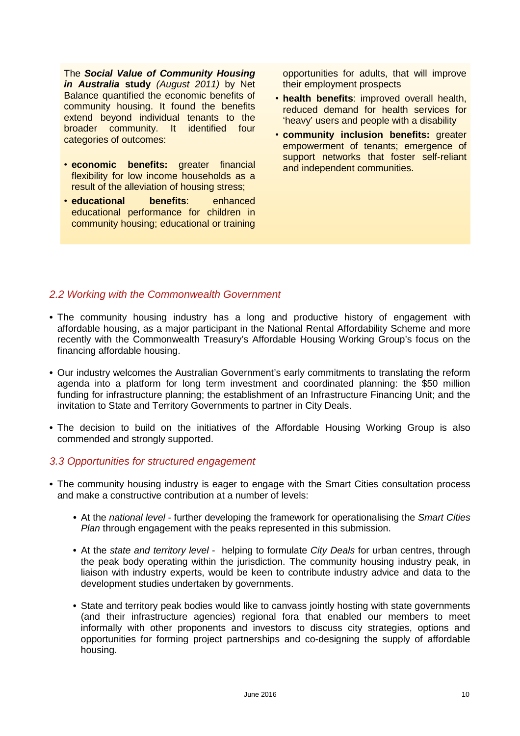The ***Social Value of Community Housing in Australia*** **study** *(August 2011)* by Net Balance quantified the economic benefits of community housing. It found the benefits extend beyond individual tenants to the broader community. It identified four categories of outcomes:

- **economic benefits:** greater financial flexibility for low income households as a result of the alleviation of housing stress;
- **educational benefits**: enhanced educational performance for children in community housing; educational or training opportunities for adults, that will improve their employment prospects
- **health benefits**: improved overall health, reduced demand for health services for 'heavy' users and people with a disability
- **community inclusion benefits:** greater empowerment of tenants; emergence of support networks that foster self-reliant and independent communities.

### *2.2 Working with the Commonwealth Government*

- The community housing industry has a long and productive history of engagement with affordable housing, as a major participant in the National Rental Affordability Scheme and more recently with the Commonwealth Treasury's Affordable Housing Working Group's focus on the financing affordable housing.
- Our industry welcomes the Australian Government's early commitments to translating the reform agenda into a platform for long term investment and coordinated planning: the $50 million funding for infrastructure planning; the establishment of an Infrastructure Financing Unit; and the invitation to State and Territory Governments to partner in City Deals.
- The decision to build on the initiatives of the Affordable Housing Working Group is also commended and strongly supported.

### *3.3 Opportunities for structured engagement*

- The community housing industry is eager to engage with the Smart Cities consultation process and make a constructive contribution at a number of levels:
  - At the *national level* - further developing the framework for operationalising the *Smart Cities Plan* through engagement with the peaks represented in this submission.
  - At the *state and territory level* - helping to formulate *City Deals* for urban centres, through the peak body operating within the jurisdiction. The community housing industry peak, in liaison with industry experts, would be keen to contribute industry advice and data to the development studies undertaken by governments.
  - State and territory peak bodies would like to canvass jointly hosting with state governments (and their infrastructure agencies) regional fora that enabled our members to meet informally with other proponents and investors to discuss city strategies, options and opportunities for forming project partnerships and co-designing the supply of affordable housing.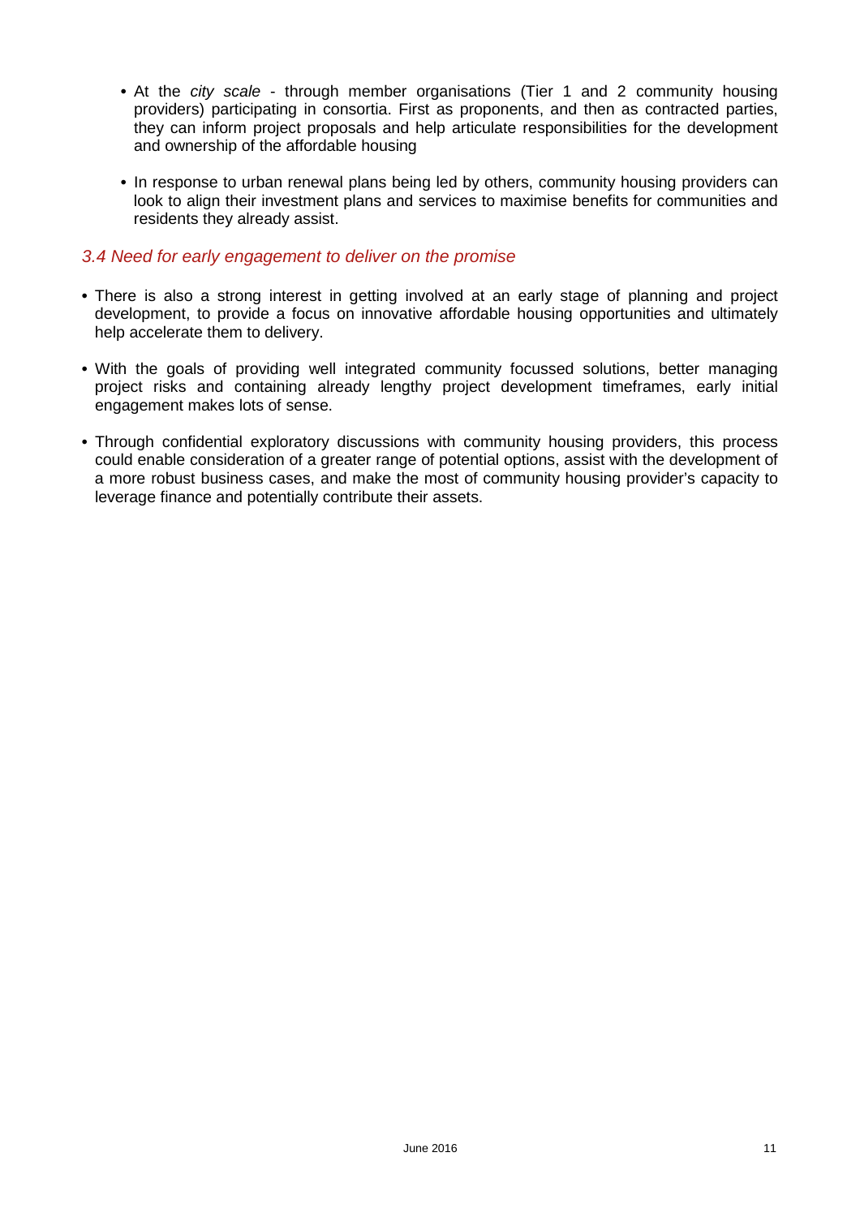- At the *city scale* - through member organisations (Tier 1 and 2 community housing providers) participating in consortia. First as proponents, and then as contracted parties, they can inform project proposals and help articulate responsibilities for the development and ownership of the affordable housing
- In response to urban renewal plans being led by others, community housing providers can look to align their investment plans and services to maximise benefits for communities and residents they already assist.

### *3.4 Need for early engagement to deliver on the promise*

- There is also a strong interest in getting involved at an early stage of planning and project development, to provide a focus on innovative affordable housing opportunities and ultimately help accelerate them to delivery.
- With the goals of providing well integrated community focussed solutions, better managing project risks and containing already lengthy project development timeframes, early initial engagement makes lots of sense.
- Through confidential exploratory discussions with community housing providers, this process could enable consideration of a greater range of potential options, assist with the development of a more robust business cases, and make the most of community housing provider's capacity to leverage finance and potentially contribute their assets.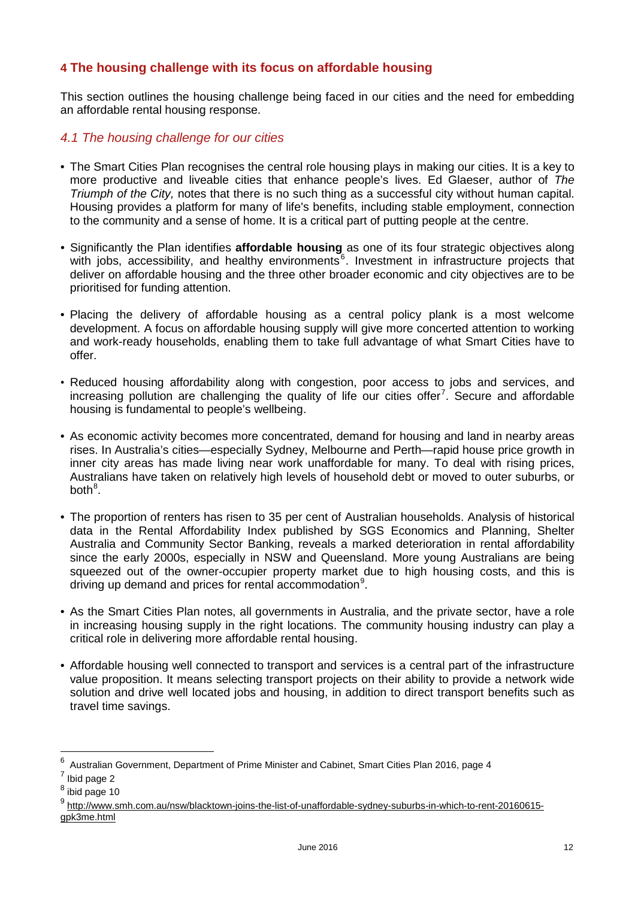## 4 The housing challenge with its focus on affordable housing

This section outlines the housing challenge being faced in our cities and the need for embedding an affordable rental housing response.

### *4.1 The housing challenge for our cities*

- The Smart Cities Plan recognises the central role housing plays in making our cities. It is a key to more productive and liveable cities that enhance people's lives. Ed Glaeser, author of *The Triumph of the City,* notes that there is no such thing as a successful city without human capital. Housing provides a platform for many of life's benefits, including stable employment, connection to the community and a sense of home. It is a critical part of putting people at the centre.
- Significantly the Plan identifies **affordable housing** as one of its four strategic objectives along with jobs, accessibility, and healthy environments[6]. Investment in infrastructure projects that deliver on affordable housing and the three other broader economic and city objectives are to be prioritised for funding attention.
- Placing the delivery of affordable housing as a central policy plank is a most welcome development. A focus on affordable housing supply will give more concerted attention to working and work-ready households, enabling them to take full advantage of what Smart Cities have to offer.
- Reduced housing affordability along with congestion, poor access to jobs and services, and increasing pollution are challenging the quality of life our cities offer[7]. Secure and affordable housing is fundamental to people's wellbeing.
- As economic activity becomes more concentrated, demand for housing and land in nearby areas rises. In Australia's cities—especially Sydney, Melbourne and Perth—rapid house price growth in inner city areas has made living near work unaffordable for many. To deal with rising prices, Australians have taken on relatively high levels of household debt or moved to outer suburbs, or both[8].
- The proportion of renters has risen to 35 per cent of Australian households. Analysis of historical data in the Rental Affordability Index published by SGS Economics and Planning, Shelter Australia and Community Sector Banking, reveals a marked deterioration in rental affordability since the early 2000s, especially in NSW and Queensland. More young Australians are being squeezed out of the owner-occupier property market due to high housing costs, and this is driving up demand and prices for rental accommodation[9].
- As the Smart Cities Plan notes, all governments in Australia, and the private sector, have a role in increasing housing supply in the right locations. The community housing industry can play a critical role in delivering more affordable rental housing.
- Affordable housing well connected to transport and services is a central part of the infrastructure value proposition. It means selecting transport projects on their ability to provide a network wide solution and drive well located jobs and housing, in addition to direct transport benefits such as travel time savings.

---

[6] Australian Government, Department of Prime Minister and Cabinet, Smart Cities Plan 2016, page 4

[7] Ibid page 2

[8] ibid page 10

[9] http://www.smh.com.au/nsw/blacktown-joins-the-list-of-unaffordable-sydney-suburbs-in-which-to-rent-20160615-gpk3me.html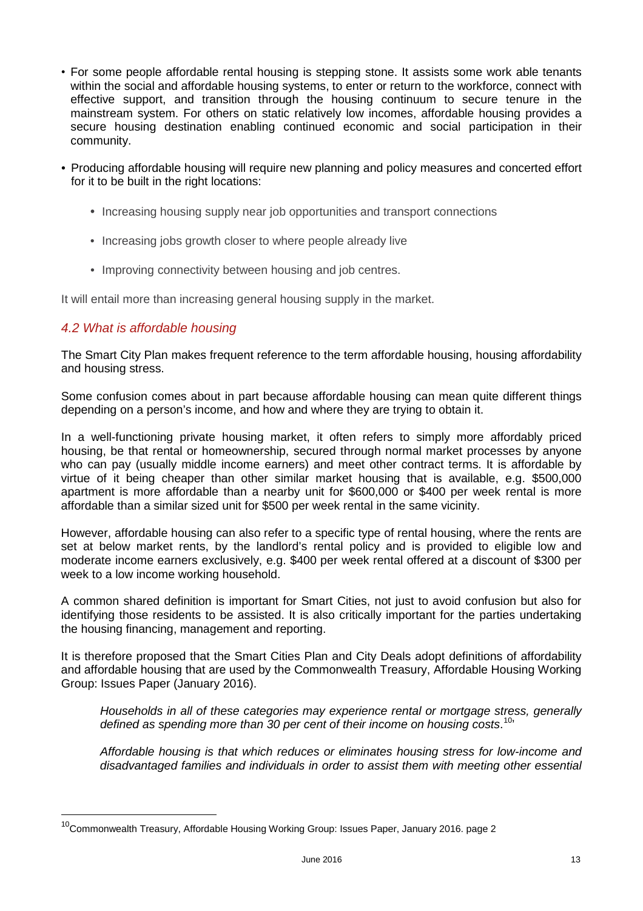- For some people affordable rental housing is stepping stone. It assists some work able tenants within the social and affordable housing systems, to enter or return to the workforce, connect with effective support, and transition through the housing continuum to secure tenure in the mainstream system. For others on static relatively low incomes, affordable housing provides a secure housing destination enabling continued economic and social participation in their community.

- Producing affordable housing will require new planning and policy measures and concerted effort for it to be built in the right locations:
  - Increasing housing supply near job opportunities and transport connections
  - Increasing jobs growth closer to where people already live
  - Improving connectivity between housing and job centres.

It will entail more than increasing general housing supply in the market.

### *4.2 What is affordable housing*

The Smart City Plan makes frequent reference to the term affordable housing, housing affordability and housing stress.

Some confusion comes about in part because affordable housing can mean quite different things depending on a person's income, and how and where they are trying to obtain it.

In a well-functioning private housing market, it often refers to simply more affordably priced housing, be that rental or homeownership, secured through normal market processes by anyone who can pay (usually middle income earners) and meet other contract terms. It is affordable by virtue of it being cheaper than other similar market housing that is available, e.g. $500,000 apartment is more affordable than a nearby unit for $600,000 or $400 per week rental is more affordable than a similar sized unit for $500 per week rental in the same vicinity.

However, affordable housing can also refer to a specific type of rental housing, where the rents are set at below market rents, by the landlord's rental policy and is provided to eligible low and moderate income earners exclusively, e.g. $400 per week rental offered at a discount of $300 per week to a low income working household.

A common shared definition is important for Smart Cities, not just to avoid confusion but also for identifying those residents to be assisted. It is also critically important for the parties undertaking the housing financing, management and reporting.

It is therefore proposed that the Smart Cities Plan and City Deals adopt definitions of affordability and affordable housing that are used by the Commonwealth Treasury, Affordable Housing Working Group: Issues Paper (January 2016).

> *Households in all of these categories may experience rental or mortgage stress, generally defined as spending more than 30 per cent of their income on housing costs.*[10]
>
> *Affordable housing is that which reduces or eliminates housing stress for low-income and disadvantaged families and individuals in order to assist them with meeting other essential*

---

[10] Commonwealth Treasury, Affordable Housing Working Group: Issues Paper, January 2016. page 2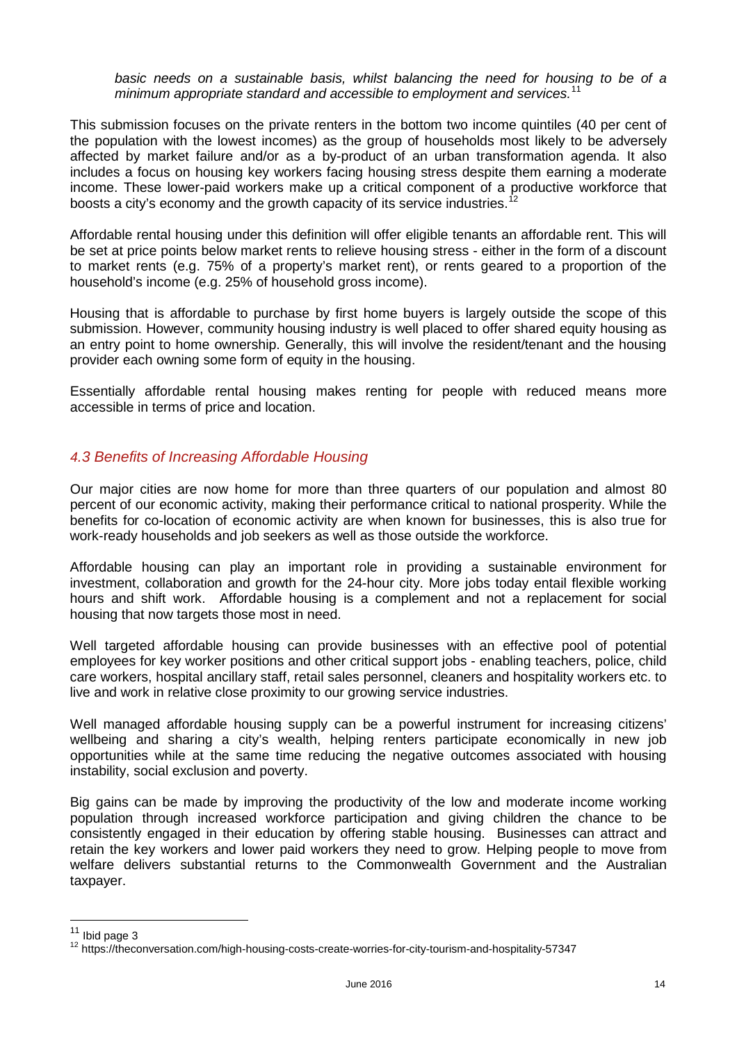*basic needs on a sustainable basis, whilst balancing the need for housing to be of a minimum appropriate standard and accessible to employment and services.*[11]

This submission focuses on the private renters in the bottom two income quintiles (40 per cent of the population with the lowest incomes) as the group of households most likely to be adversely affected by market failure and/or as a by-product of an urban transformation agenda. It also includes a focus on housing key workers facing housing stress despite them earning a moderate income. These lower-paid workers make up a critical component of a productive workforce that boosts a city's economy and the growth capacity of its service industries.[12]

Affordable rental housing under this definition will offer eligible tenants an affordable rent. This will be set at price points below market rents to relieve housing stress - either in the form of a discount to market rents (e.g. 75% of a property's market rent), or rents geared to a proportion of the household's income (e.g. 25% of household gross income).

Housing that is affordable to purchase by first home buyers is largely outside the scope of this submission. However, community housing industry is well placed to offer shared equity housing as an entry point to home ownership. Generally, this will involve the resident/tenant and the housing provider each owning some form of equity in the housing.

Essentially affordable rental housing makes renting for people with reduced means more accessible in terms of price and location.

### *4.3 Benefits of Increasing Affordable Housing*

Our major cities are now home for more than three quarters of our population and almost 80 percent of our economic activity, making their performance critical to national prosperity. While the benefits for co-location of economic activity are when known for businesses, this is also true for work-ready households and job seekers as well as those outside the workforce.

Affordable housing can play an important role in providing a sustainable environment for investment, collaboration and growth for the 24-hour city. More jobs today entail flexible working hours and shift work. Affordable housing is a complement and not a replacement for social housing that now targets those most in need.

Well targeted affordable housing can provide businesses with an effective pool of potential employees for key worker positions and other critical support jobs - enabling teachers, police, child care workers, hospital ancillary staff, retail sales personnel, cleaners and hospitality workers etc. to live and work in relative close proximity to our growing service industries.

Well managed affordable housing supply can be a powerful instrument for increasing citizens' wellbeing and sharing a city's wealth, helping renters participate economically in new job opportunities while at the same time reducing the negative outcomes associated with housing instability, social exclusion and poverty.

Big gains can be made by improving the productivity of the low and moderate income working population through increased workforce participation and giving children the chance to be consistently engaged in their education by offering stable housing. Businesses can attract and retain the key workers and lower paid workers they need to grow. Helping people to move from welfare delivers substantial returns to the Commonwealth Government and the Australian taxpayer.

---

[11] Ibid page 3

[12] https://theconversation.com/high-housing-costs-create-worries-for-city-tourism-and-hospitality-57347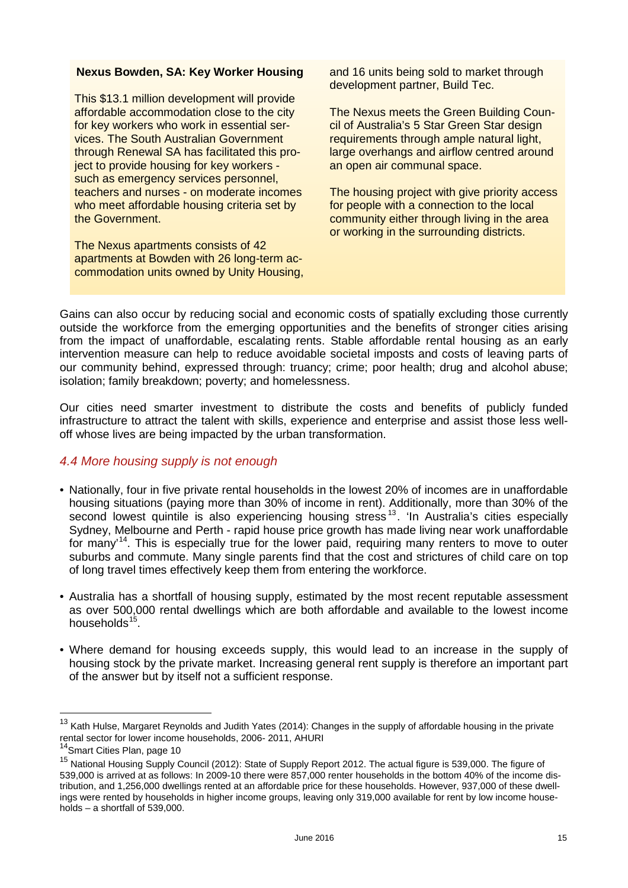**Nexus Bowden, SA: Key Worker Housing**

This $13.1 million development will provide affordable accommodation close to the city for key workers who work in essential services. The South Australian Government through Renewal SA has facilitated this project to provide housing for key workers - such as emergency services personnel, teachers and nurses - on moderate incomes who meet affordable housing criteria set by the Government.

The Nexus apartments consists of 42 apartments at Bowden with 26 long-term accommodation units owned by Unity Housing, and 16 units being sold to market through development partner, Build Tec.

The Nexus meets the Green Building Council of Australia's 5 Star Green Star design requirements through ample natural light, large overhangs and airflow centred around an open air communal space.

The housing project with give priority access for people with a connection to the local community either through living in the area or working in the surrounding districts.

Gains can also occur by reducing social and economic costs of spatially excluding those currently outside the workforce from the emerging opportunities and the benefits of stronger cities arising from the impact of unaffordable, escalating rents. Stable affordable rental housing as an early intervention measure can help to reduce avoidable societal imposts and costs of leaving parts of our community behind, expressed through: truancy; crime; poor health; drug and alcohol abuse; isolation; family breakdown; poverty; and homelessness.

Our cities need smarter investment to distribute the costs and benefits of publicly funded infrastructure to attract the talent with skills, experience and enterprise and assist those less well-off whose lives are being impacted by the urban transformation.

### *4.4 More housing supply is not enough*

- Nationally, four in five private rental households in the lowest 20% of incomes are in unaffordable housing situations (paying more than 30% of income in rent). Additionally, more than 30% of the second lowest quintile is also experiencing housing stress[13]. 'In Australia's cities especially Sydney, Melbourne and Perth - rapid house price growth has made living near work unaffordable for many'[14]. This is especially true for the lower paid, requiring many renters to move to outer suburbs and commute. Many single parents find that the cost and strictures of child care on top of long travel times effectively keep them from entering the workforce.
- Australia has a shortfall of housing supply, estimated by the most recent reputable assessment as over 500,000 rental dwellings which are both affordable and available to the lowest income households[15].
- Where demand for housing exceeds supply, this would lead to an increase in the supply of housing stock by the private market. Increasing general rent supply is therefore an important part of the answer but by itself not a sufficient response.

---

[13] Kath Hulse, Margaret Reynolds and Judith Yates (2014): Changes in the supply of affordable housing in the private rental sector for lower income households, 2006- 2011, AHURI

[14] Smart Cities Plan, page 10

[15] National Housing Supply Council (2012): State of Supply Report 2012. The actual figure is 539,000. The figure of 539,000 is arrived at as follows: In 2009-10 there were 857,000 renter households in the bottom 40% of the income distribution, and 1,256,000 dwellings rented at an affordable price for these households. However, 937,000 of these dwellings were rented by households in higher income groups, leaving only 319,000 available for rent by low income households – a shortfall of 539,000.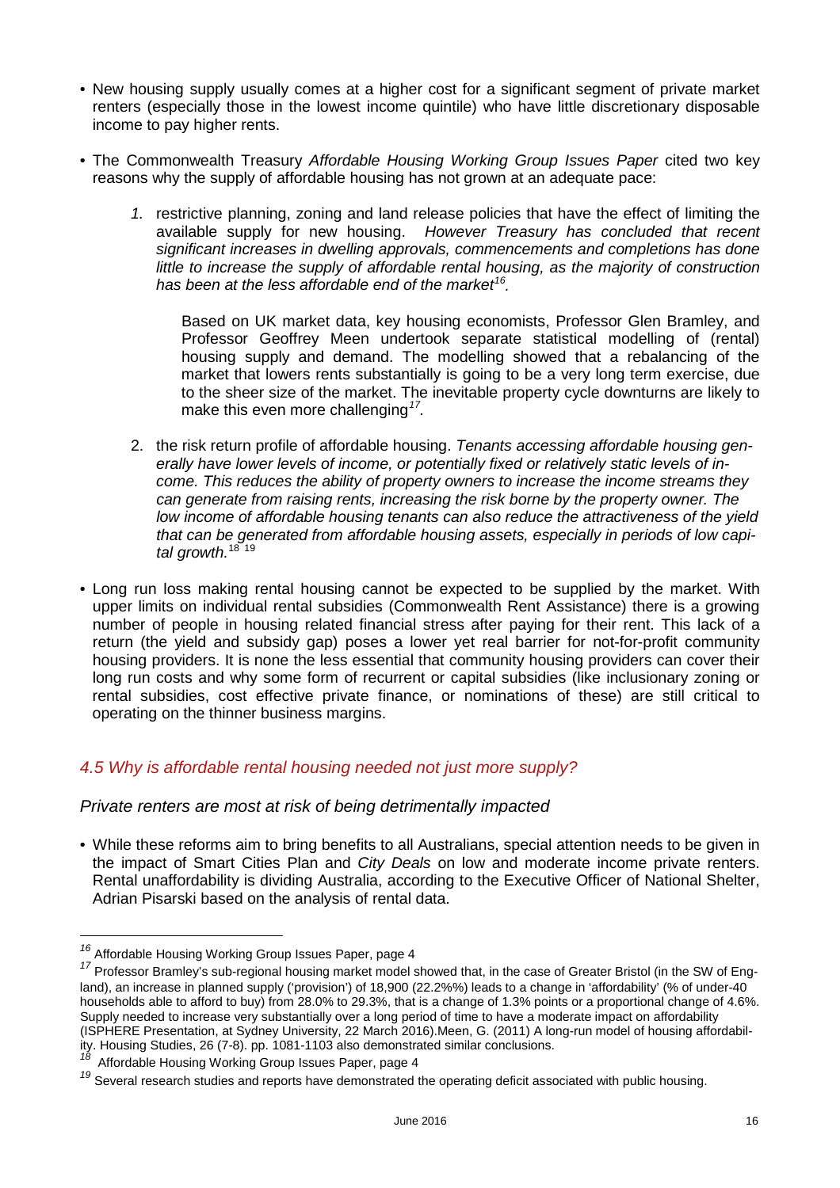- New housing supply usually comes at a higher cost for a significant segment of private market renters (especially those in the lowest income quintile) who have little discretionary disposable income to pay higher rents.

- The Commonwealth Treasury *Affordable Housing Working Group Issues Paper* cited two key reasons why the supply of affordable housing has not grown at an adequate pace:

    *1.* restrictive planning, zoning and land release policies that have the effect of limiting the available supply for new housing. *However Treasury has concluded that recent significant increases in dwelling approvals, commencements and completions has done little to increase the supply of affordable rental housing, as the majority of construction has been at the less affordable end of the market*[16].

    Based on UK market data, key housing economists, Professor Glen Bramley, and Professor Geoffrey Meen undertook separate statistical modelling of (rental) housing supply and demand. The modelling showed that a rebalancing of the market that lowers rents substantially is going to be a very long term exercise, due to the sheer size of the market. The inevitable property cycle downturns are likely to make this even more challenging[17].

    2. the risk return profile of affordable housing. *Tenants accessing affordable housing generally have lower levels of income, or potentially fixed or relatively static levels of income. This reduces the ability of property owners to increase the income streams they can generate from raising rents, increasing the risk borne by the property owner. The low income of affordable housing tenants can also reduce the attractiveness of the yield that can be generated from affordable housing assets, especially in periods of low capital growth.*[18] [19]

- Long run loss making rental housing cannot be expected to be supplied by the market. With upper limits on individual rental subsidies (Commonwealth Rent Assistance) there is a growing number of people in housing related financial stress after paying for their rent. This lack of a return (the yield and subsidy gap) poses a lower yet real barrier for not-for-profit community housing providers. It is none the less essential that community housing providers can cover their long run costs and why some form of recurrent or capital subsidies (like inclusionary zoning or rental subsidies, cost effective private finance, or nominations of these) are still critical to operating on the thinner business margins.

### *4.5 Why is affordable rental housing needed not just more supply?*

*Private renters are most at risk of being detrimentally impacted*

- While these reforms aim to bring benefits to all Australians, special attention needs to be given in the impact of Smart Cities Plan and *City Deals* on low and moderate income private renters. Rental unaffordability is dividing Australia, according to the Executive Officer of National Shelter, Adrian Pisarski based on the analysis of rental data.

---

[16] Affordable Housing Working Group Issues Paper, page 4

[17] Professor Bramley's sub-regional housing market model showed that, in the case of Greater Bristol (in the SW of England), an increase in planned supply ('provision') of 18,900 (22.2%%) leads to a change in 'affordability' (% of under-40 households able to afford to buy) from 28.0% to 29.3%, that is a change of 1.3% points or a proportional change of 4.6%. Supply needed to increase very substantially over a long period of time to have a moderate impact on affordability (ISPHERE Presentation, at Sydney University, 22 March 2016).Meen, G. (2011) A long-run model of housing affordability. Housing Studies, 26 (7-8). pp. 1081-1103 also demonstrated similar conclusions.

[18] Affordable Housing Working Group Issues Paper, page 4

[19] Several research studies and reports have demonstrated the operating deficit associated with public housing.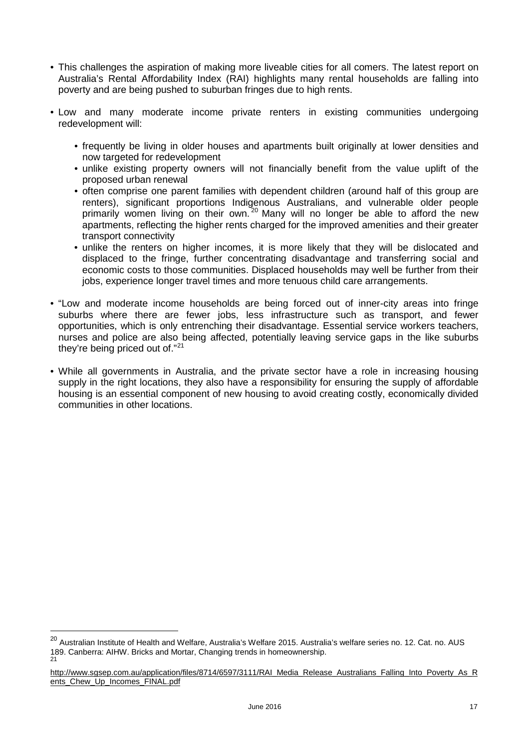- This challenges the aspiration of making more liveable cities for all comers. The latest report on Australia's Rental Affordability Index (RAI) highlights many rental households are falling into poverty and are being pushed to suburban fringes due to high rents.

- Low and many moderate income private renters in existing communities undergoing redevelopment will:

  - frequently be living in older houses and apartments built originally at lower densities and now targeted for redevelopment
  - unlike existing property owners will not financially benefit from the value uplift of the proposed urban renewal
  - often comprise one parent families with dependent children (around half of this group are renters), significant proportions Indigenous Australians, and vulnerable older people primarily women living on their own.[20] Many will no longer be able to afford the new apartments, reflecting the higher rents charged for the improved amenities and their greater transport connectivity
  - unlike the renters on higher incomes, it is more likely that they will be dislocated and displaced to the fringe, further concentrating disadvantage and transferring social and economic costs to those communities. Displaced households may well be further from their jobs, experience longer travel times and more tenuous child care arrangements.

- "Low and moderate income households are being forced out of inner-city areas into fringe suburbs where there are fewer jobs, less infrastructure such as transport, and fewer opportunities, which is only entrenching their disadvantage. Essential service workers teachers, nurses and police are also being affected, potentially leaving service gaps in the like suburbs they're being priced out of."[21]

- While all governments in Australia, and the private sector have a role in increasing housing supply in the right locations, they also have a responsibility for ensuring the supply of affordable housing is an essential component of new housing to avoid creating costly, economically divided communities in other locations.

---

[20] Australian Institute of Health and Welfare, Australia's Welfare 2015. Australia's welfare series no. 12. Cat. no. AUS 189. Canberra: AIHW. Bricks and Mortar, Changing trends in homeownership.

[21] http://www.sgsep.com.au/application/files/8714/6597/3111/RAI_Media_Release_Australians_Falling_Into_Poverty_As_Rents_Chew_Up_Incomes_FINAL.pdf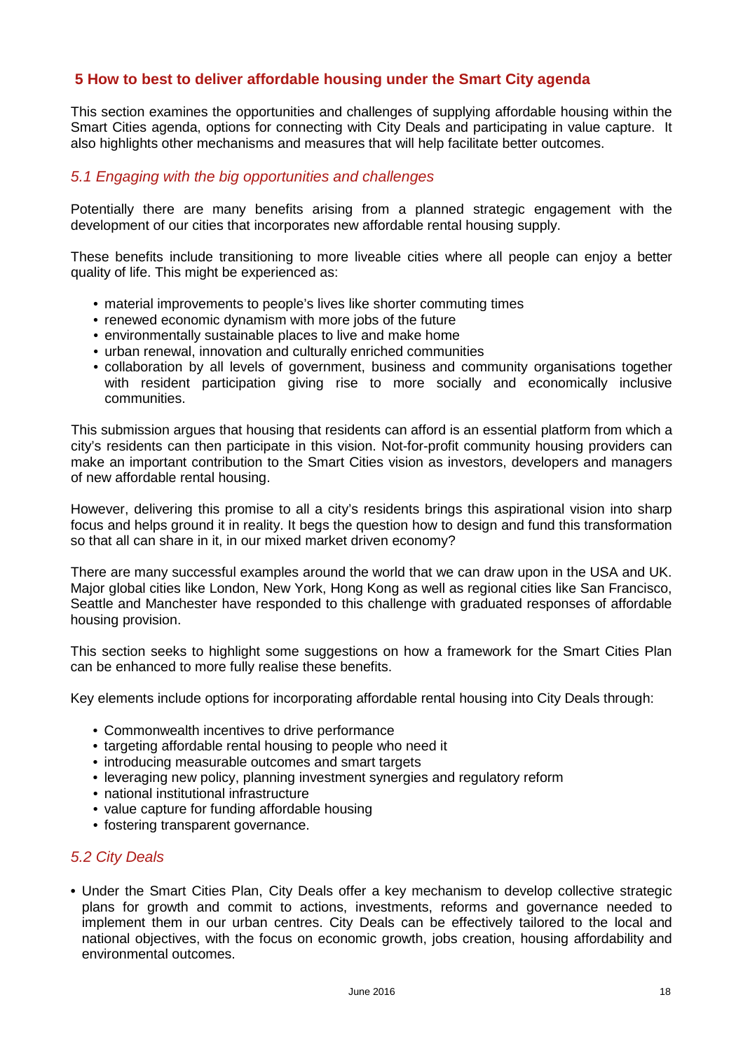## 5 How to best to deliver affordable housing under the Smart City agenda

This section examines the opportunities and challenges of supplying affordable housing within the Smart Cities agenda, options for connecting with City Deals and participating in value capture. It also highlights other mechanisms and measures that will help facilitate better outcomes.

### *5.1 Engaging with the big opportunities and challenges*

Potentially there are many benefits arising from a planned strategic engagement with the development of our cities that incorporates new affordable rental housing supply.

These benefits include transitioning to more liveable cities where all people can enjoy a better quality of life. This might be experienced as:

- material improvements to people's lives like shorter commuting times
- renewed economic dynamism with more jobs of the future
- environmentally sustainable places to live and make home
- urban renewal, innovation and culturally enriched communities
- collaboration by all levels of government, business and community organisations together with resident participation giving rise to more socially and economically inclusive communities.

This submission argues that housing that residents can afford is an essential platform from which a city's residents can then participate in this vision. Not-for-profit community housing providers can make an important contribution to the Smart Cities vision as investors, developers and managers of new affordable rental housing.

However, delivering this promise to all a city's residents brings this aspirational vision into sharp focus and helps ground it in reality. It begs the question how to design and fund this transformation so that all can share in it, in our mixed market driven economy?

There are many successful examples around the world that we can draw upon in the USA and UK. Major global cities like London, New York, Hong Kong as well as regional cities like San Francisco, Seattle and Manchester have responded to this challenge with graduated responses of affordable housing provision.

This section seeks to highlight some suggestions on how a framework for the Smart Cities Plan can be enhanced to more fully realise these benefits.

Key elements include options for incorporating affordable rental housing into City Deals through:

- Commonwealth incentives to drive performance
- targeting affordable rental housing to people who need it
- introducing measurable outcomes and smart targets
- leveraging new policy, planning investment synergies and regulatory reform
- national institutional infrastructure
- value capture for funding affordable housing
- fostering transparent governance.

### *5.2 City Deals*

- Under the Smart Cities Plan, City Deals offer a key mechanism to develop collective strategic plans for growth and commit to actions, investments, reforms and governance needed to implement them in our urban centres. City Deals can be effectively tailored to the local and national objectives, with the focus on economic growth, jobs creation, housing affordability and environmental outcomes.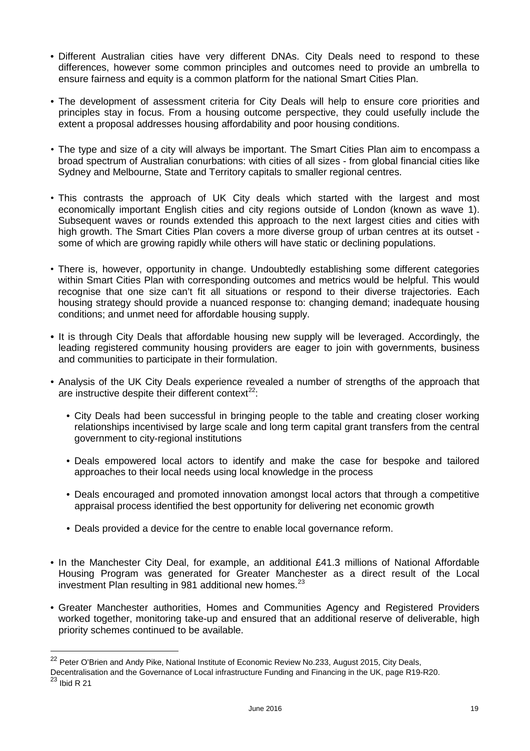- Different Australian cities have very different DNAs. City Deals need to respond to these differences, however some common principles and outcomes need to provide an umbrella to ensure fairness and equity is a common platform for the national Smart Cities Plan.

- The development of assessment criteria for City Deals will help to ensure core priorities and principles stay in focus. From a housing outcome perspective, they could usefully include the extent a proposal addresses housing affordability and poor housing conditions.

- The type and size of a city will always be important. The Smart Cities Plan aim to encompass a broad spectrum of Australian conurbations: with cities of all sizes - from global financial cities like Sydney and Melbourne, State and Territory capitals to smaller regional centres.

- This contrasts the approach of UK City deals which started with the largest and most economically important English cities and city regions outside of London (known as wave 1). Subsequent waves or rounds extended this approach to the next largest cities and cities with high growth. The Smart Cities Plan covers a more diverse group of urban centres at its outset - some of which are growing rapidly while others will have static or declining populations.

- There is, however, opportunity in change. Undoubtedly establishing some different categories within Smart Cities Plan with corresponding outcomes and metrics would be helpful. This would recognise that one size can't fit all situations or respond to their diverse trajectories. Each housing strategy should provide a nuanced response to: changing demand; inadequate housing conditions; and unmet need for affordable housing supply.

- It is through City Deals that affordable housing new supply will be leveraged. Accordingly, the leading registered community housing providers are eager to join with governments, business and communities to participate in their formulation.

- Analysis of the UK City Deals experience revealed a number of strengths of the approach that are instructive despite their different context[22]:

  - City Deals had been successful in bringing people to the table and creating closer working relationships incentivised by large scale and long term capital grant transfers from the central government to city-regional institutions

  - Deals empowered local actors to identify and make the case for bespoke and tailored approaches to their local needs using local knowledge in the process

  - Deals encouraged and promoted innovation amongst local actors that through a competitive appraisal process identified the best opportunity for delivering net economic growth

  - Deals provided a device for the centre to enable local governance reform.

- In the Manchester City Deal, for example, an additional £41.3 millions of National Affordable Housing Program was generated for Greater Manchester as a direct result of the Local investment Plan resulting in 981 additional new homes.[23]

- Greater Manchester authorities, Homes and Communities Agency and Registered Providers worked together, monitoring take-up and ensured that an additional reserve of deliverable, high priority schemes continued to be available.

---

[22] Peter O'Brien and Andy Pike, National Institute of Economic Review No.233, August 2015, City Deals, Decentralisation and the Governance of Local infrastructure Funding and Financing in the UK, page R19-R20.

[23] Ibid R 21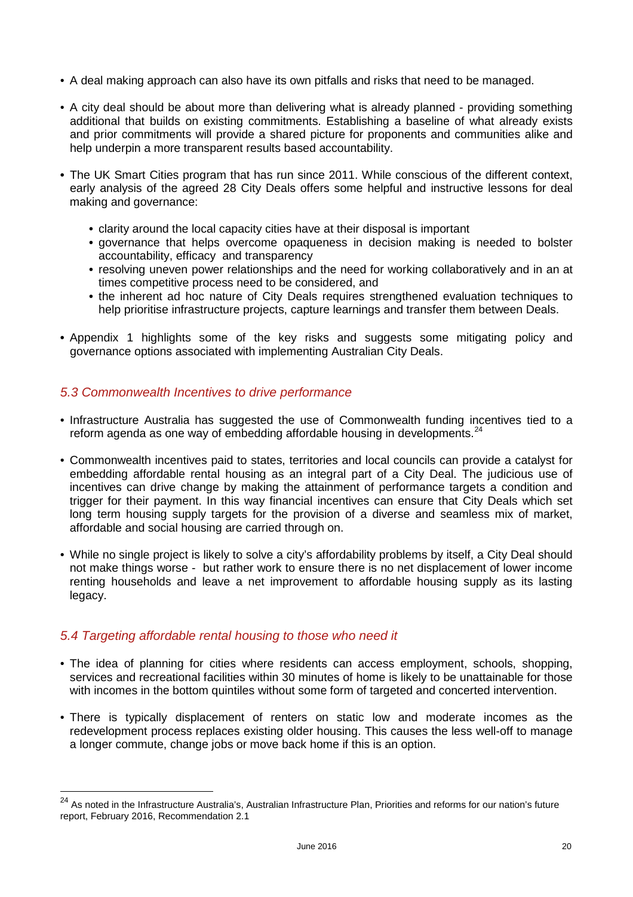- A deal making approach can also have its own pitfalls and risks that need to be managed.
- A city deal should be about more than delivering what is already planned - providing something additional that builds on existing commitments. Establishing a baseline of what already exists and prior commitments will provide a shared picture for proponents and communities alike and help underpin a more transparent results based accountability.
- The UK Smart Cities program that has run since 2011. While conscious of the different context, early analysis of the agreed 28 City Deals offers some helpful and instructive lessons for deal making and governance:
  - clarity around the local capacity cities have at their disposal is important
  - governance that helps overcome opaqueness in decision making is needed to bolster accountability, efficacy and transparency
  - resolving uneven power relationships and the need for working collaboratively and in an at times competitive process need to be considered, and
  - the inherent ad hoc nature of City Deals requires strengthened evaluation techniques to help prioritise infrastructure projects, capture learnings and transfer them between Deals.
- Appendix 1 highlights some of the key risks and suggests some mitigating policy and governance options associated with implementing Australian City Deals.

### *5.3 Commonwealth Incentives to drive performance*

- Infrastructure Australia has suggested the use of Commonwealth funding incentives tied to a reform agenda as one way of embedding affordable housing in developments.[24]
- Commonwealth incentives paid to states, territories and local councils can provide a catalyst for embedding affordable rental housing as an integral part of a City Deal. The judicious use of incentives can drive change by making the attainment of performance targets a condition and trigger for their payment. In this way financial incentives can ensure that City Deals which set long term housing supply targets for the provision of a diverse and seamless mix of market, affordable and social housing are carried through on.
- While no single project is likely to solve a city's affordability problems by itself, a City Deal should not make things worse - but rather work to ensure there is no net displacement of lower income renting households and leave a net improvement to affordable housing supply as its lasting legacy.

### *5.4 Targeting affordable rental housing to those who need it*

- The idea of planning for cities where residents can access employment, schools, shopping, services and recreational facilities within 30 minutes of home is likely to be unattainable for those with incomes in the bottom quintiles without some form of targeted and concerted intervention.
- There is typically displacement of renters on static low and moderate incomes as the redevelopment process replaces existing older housing. This causes the less well-off to manage a longer commute, change jobs or move back home if this is an option.

---

[24] As noted in the Infrastructure Australia's, Australian Infrastructure Plan, Priorities and reforms for our nation's future report, February 2016, Recommendation 2.1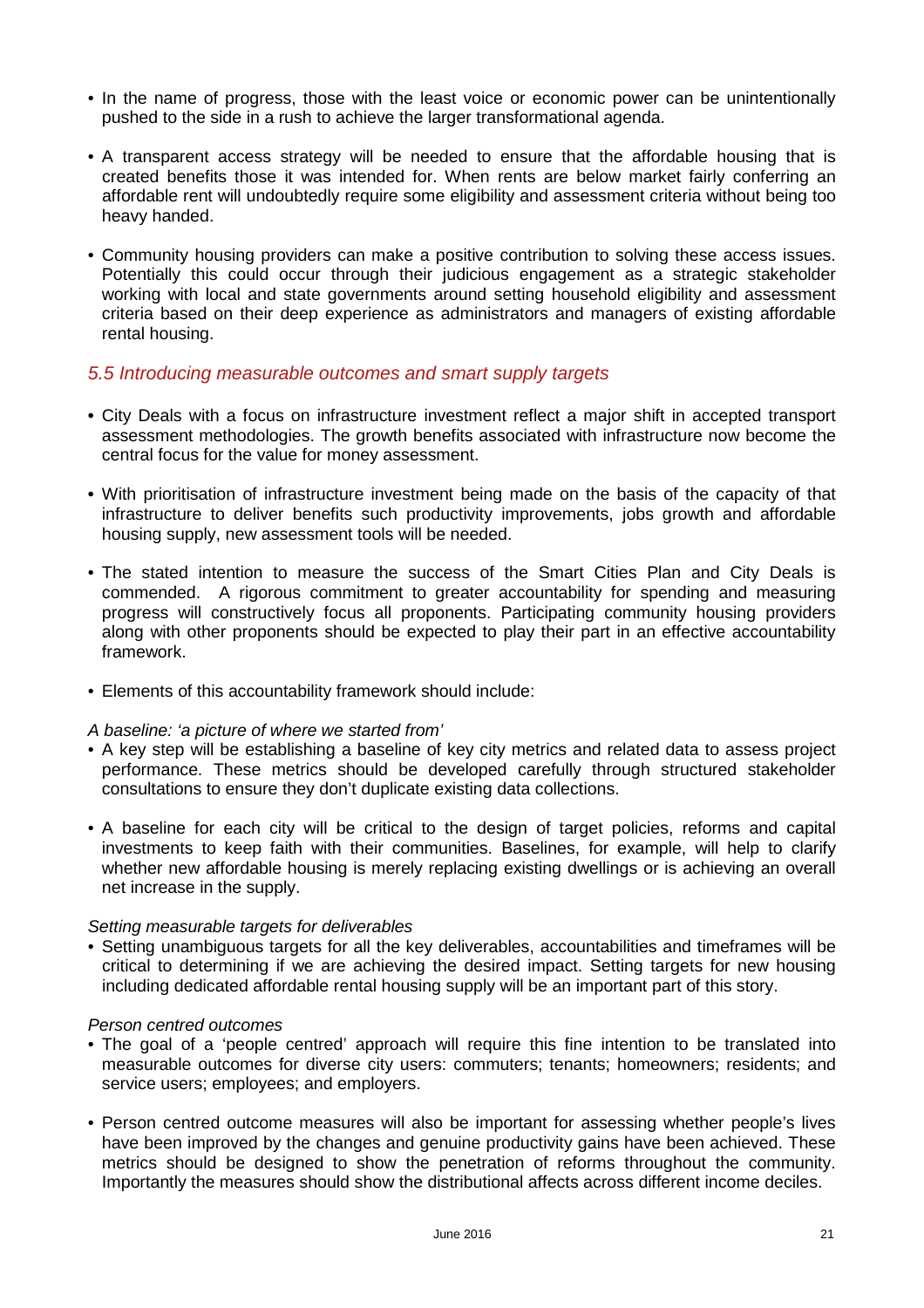- In the name of progress, those with the least voice or economic power can be unintentionally pushed to the side in a rush to achieve the larger transformational agenda.

- A transparent access strategy will be needed to ensure that the affordable housing that is created benefits those it was intended for. When rents are below market fairly conferring an affordable rent will undoubtedly require some eligibility and assessment criteria without being too heavy handed.

- Community housing providers can make a positive contribution to solving these access issues. Potentially this could occur through their judicious engagement as a strategic stakeholder working with local and state governments around setting household eligibility and assessment criteria based on their deep experience as administrators and managers of existing affordable rental housing.

### *5.5 Introducing measurable outcomes and smart supply targets*

- City Deals with a focus on infrastructure investment reflect a major shift in accepted transport assessment methodologies. The growth benefits associated with infrastructure now become the central focus for the value for money assessment.

- With prioritisation of infrastructure investment being made on the basis of the capacity of that infrastructure to deliver benefits such productivity improvements, jobs growth and affordable housing supply, new assessment tools will be needed.

- The stated intention to measure the success of the Smart Cities Plan and City Deals is commended. A rigorous commitment to greater accountability for spending and measuring progress will constructively focus all proponents. Participating community housing providers along with other proponents should be expected to play their part in an effective accountability framework.

- Elements of this accountability framework should include:

*A baseline: 'a picture of where we started from'*

- A key step will be establishing a baseline of key city metrics and related data to assess project performance. These metrics should be developed carefully through structured stakeholder consultations to ensure they don't duplicate existing data collections.

- A baseline for each city will be critical to the design of target policies, reforms and capital investments to keep faith with their communities. Baselines, for example, will help to clarify whether new affordable housing is merely replacing existing dwellings or is achieving an overall net increase in the supply.

*Setting measurable targets for deliverables*

- Setting unambiguous targets for all the key deliverables, accountabilities and timeframes will be critical to determining if we are achieving the desired impact. Setting targets for new housing including dedicated affordable rental housing supply will be an important part of this story.

*Person centred outcomes*

- The goal of a 'people centred' approach will require this fine intention to be translated into measurable outcomes for diverse city users: commuters; tenants; homeowners; residents; and service users; employees; and employers.

- Person centred outcome measures will also be important for assessing whether people's lives have been improved by the changes and genuine productivity gains have been achieved. These metrics should be designed to show the penetration of reforms throughout the community. Importantly the measures should show the distributional affects across different income deciles.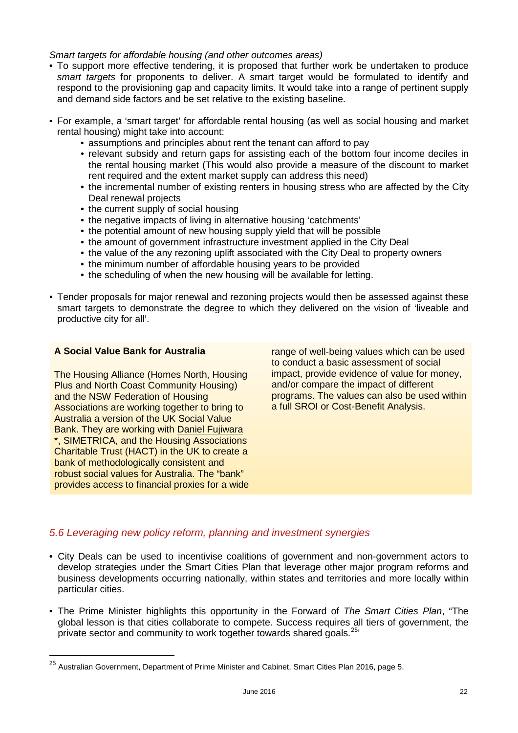*Smart targets for affordable housing (and other outcomes areas)*

- To support more effective tendering, it is proposed that further work be undertaken to produce *smart targets* for proponents to deliver. A smart target would be formulated to identify and respond to the provisioning gap and capacity limits. It would take into a range of pertinent supply and demand side factors and be set relative to the existing baseline.

- For example, a 'smart target' for affordable rental housing (as well as social housing and market rental housing) might take into account:
    - assumptions and principles about rent the tenant can afford to pay
    - relevant subsidy and return gaps for assisting each of the bottom four income deciles in the rental housing market (This would also provide a measure of the discount to market rent required and the extent market supply can address this need)
    - the incremental number of existing renters in housing stress who are affected by the City Deal renewal projects
    - the current supply of social housing
    - the negative impacts of living in alternative housing 'catchments'
    - the potential amount of new housing supply yield that will be possible
    - the amount of government infrastructure investment applied in the City Deal
    - the value of the any rezoning uplift associated with the City Deal to property owners
    - the minimum number of affordable housing years to be provided
    - the scheduling of when the new housing will be available for letting.

- Tender proposals for major renewal and rezoning projects would then be assessed against these smart targets to demonstrate the degree to which they delivered on the vision of 'liveable and productive city for all'.

**A Social Value Bank for Australia**

The Housing Alliance (Homes North, Housing Plus and North Coast Community Housing) and the NSW Federation of Housing Associations are working together to bring to Australia a version of the UK Social Value Bank. They are working with Daniel Fujiwara *, SIMETRICA, and the Housing Associations Charitable Trust (HACT) in the UK to create a bank of methodologically consistent and robust social values for Australia. The "bank" provides access to financial proxies for a wide range of well-being values which can be used to conduct a basic assessment of social impact, provide evidence of value for money, and/or compare the impact of different programs. The values can also be used within a full SROI or Cost-Benefit Analysis.

## *5.6 Leveraging new policy reform, planning and investment synergies*

- City Deals can be used to incentivise coalitions of government and non-government actors to develop strategies under the Smart Cities Plan that leverage other major program reforms and business developments occurring nationally, within states and territories and more locally within particular cities.

- The Prime Minister highlights this opportunity in the Forward of *The Smart Cities Plan*, "The global lesson is that cities collaborate to compete. Success requires all tiers of government, the private sector and community to work together towards shared goals.[25]'

[25] Australian Government, Department of Prime Minister and Cabinet, Smart Cities Plan 2016, page 5.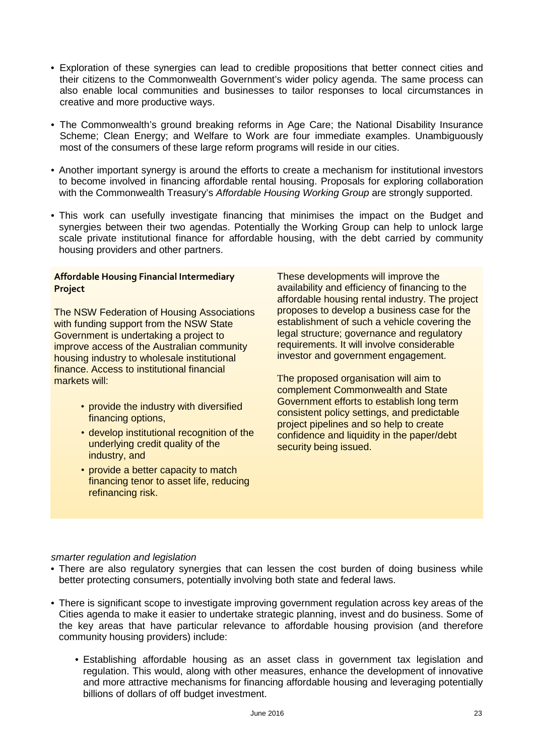- Exploration of these synergies can lead to credible propositions that better connect cities and their citizens to the Commonwealth Government's wider policy agenda. The same process can also enable local communities and businesses to tailor responses to local circumstances in creative and more productive ways.

- The Commonwealth's ground breaking reforms in Age Care; the National Disability Insurance Scheme; Clean Energy; and Welfare to Work are four immediate examples. Unambiguously most of the consumers of these large reform programs will reside in our cities.

- Another important synergy is around the efforts to create a mechanism for institutional investors to become involved in financing affordable rental housing. Proposals for exploring collaboration with the Commonwealth Treasury's *Affordable Housing Working Group* are strongly supported.

- This work can usefully investigate financing that minimises the impact on the Budget and synergies between their two agendas. Potentially the Working Group can help to unlock large scale private institutional finance for affordable housing, with the debt carried by community housing providers and other partners.

**Affordable Housing Financial Intermediary Project**

The NSW Federation of Housing Associations with funding support from the NSW State Government is undertaking a project to improve access of the Australian community housing industry to wholesale institutional finance. Access to institutional financial markets will:

- provide the industry with diversified financing options,
- develop institutional recognition of the underlying credit quality of the industry, and
- provide a better capacity to match financing tenor to asset life, reducing refinancing risk.

These developments will improve the availability and efficiency of financing to the affordable housing rental industry. The project proposes to develop a business case for the establishment of such a vehicle covering the legal structure; governance and regulatory requirements. It will involve considerable investor and government engagement.

The proposed organisation will aim to complement Commonwealth and State Government efforts to establish long term consistent policy settings, and predictable project pipelines and so help to create confidence and liquidity in the paper/debt security being issued.

*smarter regulation and legislation*

- There are also regulatory synergies that can lessen the cost burden of doing business while better protecting consumers, potentially involving both state and federal laws.

- There is significant scope to investigate improving government regulation across key areas of the Cities agenda to make it easier to undertake strategic planning, invest and do business. Some of the key areas that have particular relevance to affordable housing provision (and therefore community housing providers) include:

  - Establishing affordable housing as an asset class in government tax legislation and regulation. This would, along with other measures, enhance the development of innovative and more attractive mechanisms for financing affordable housing and leveraging potentially billions of dollars of off budget investment.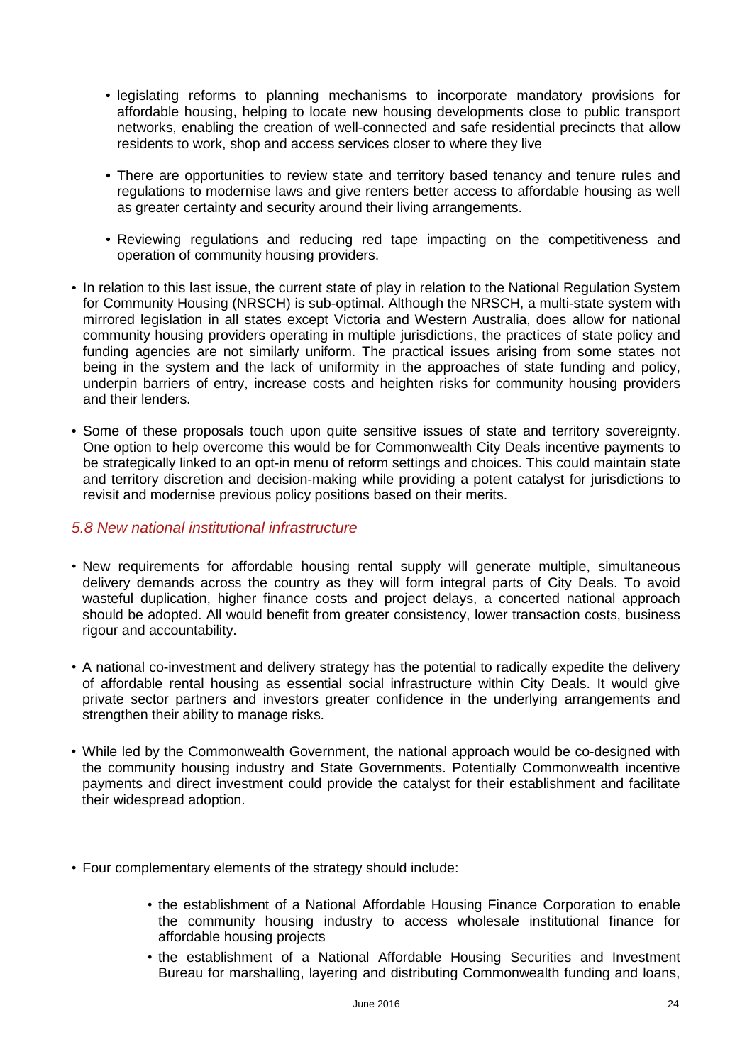- legislating reforms to planning mechanisms to incorporate mandatory provisions for affordable housing, helping to locate new housing developments close to public transport networks, enabling the creation of well-connected and safe residential precincts that allow residents to work, shop and access services closer to where they live

  - There are opportunities to review state and territory based tenancy and tenure rules and regulations to modernise laws and give renters better access to affordable housing as well as greater certainty and security around their living arrangements.

  - Reviewing regulations and reducing red tape impacting on the competitiveness and operation of community housing providers.

- In relation to this last issue, the current state of play in relation to the National Regulation System for Community Housing (NRSCH) is sub-optimal. Although the NRSCH, a multi-state system with mirrored legislation in all states except Victoria and Western Australia, does allow for national community housing providers operating in multiple jurisdictions, the practices of state policy and funding agencies are not similarly uniform. The practical issues arising from some states not being in the system and the lack of uniformity in the approaches of state funding and policy, underpin barriers of entry, increase costs and heighten risks for community housing providers and their lenders.

- Some of these proposals touch upon quite sensitive issues of state and territory sovereignty. One option to help overcome this would be for Commonwealth City Deals incentive payments to be strategically linked to an opt-in menu of reform settings and choices. This could maintain state and territory discretion and decision-making while providing a potent catalyst for jurisdictions to revisit and modernise previous policy positions based on their merits.

### *5.8 New national institutional infrastructure*

- New requirements for affordable housing rental supply will generate multiple, simultaneous delivery demands across the country as they will form integral parts of City Deals. To avoid wasteful duplication, higher finance costs and project delays, a concerted national approach should be adopted. All would benefit from greater consistency, lower transaction costs, business rigour and accountability.

- A national co-investment and delivery strategy has the potential to radically expedite the delivery of affordable rental housing as essential social infrastructure within City Deals. It would give private sector partners and investors greater confidence in the underlying arrangements and strengthen their ability to manage risks.

- While led by the Commonwealth Government, the national approach would be co-designed with the community housing industry and State Governments. Potentially Commonwealth incentive payments and direct investment could provide the catalyst for their establishment and facilitate their widespread adoption.

- Four complementary elements of the strategy should include:

  - the establishment of a National Affordable Housing Finance Corporation to enable the community housing industry to access wholesale institutional finance for affordable housing projects
  - the establishment of a National Affordable Housing Securities and Investment Bureau for marshalling, layering and distributing Commonwealth funding and loans,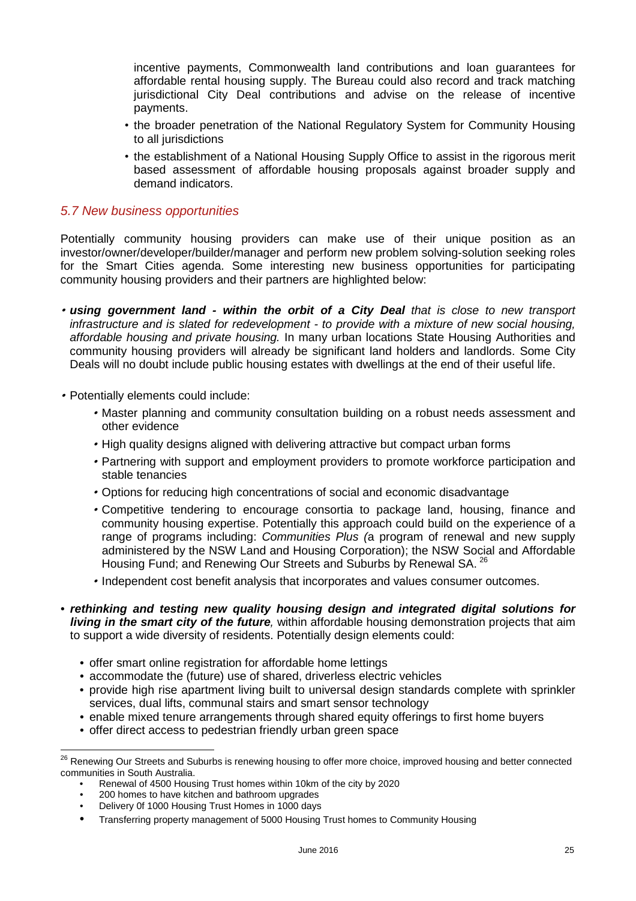incentive payments, Commonwealth land contributions and loan guarantees for affordable rental housing supply. The Bureau could also record and track matching jurisdictional City Deal contributions and advise on the release of incentive payments.

- the broader penetration of the National Regulatory System for Community Housing to all jurisdictions
- the establishment of a National Housing Supply Office to assist in the rigorous merit based assessment of affordable housing proposals against broader supply and demand indicators.

### *5.7 New business opportunities*

Potentially community housing providers can make use of their unique position as an investor/owner/developer/builder/manager and perform new problem solving-solution seeking roles for the Smart Cities agenda. Some interesting new business opportunities for participating community housing providers and their partners are highlighted below:

- ***using government land - within the orbit of a City Deal*** *that is close to new transport infrastructure and is slated for redevelopment - to provide with a mixture of new social housing, affordable housing and private housing.* In many urban locations State Housing Authorities and community housing providers will already be significant land holders and landlords. Some City Deals will no doubt include public housing estates with dwellings at the end of their useful life.

- Potentially elements could include:
  - Master planning and community consultation building on a robust needs assessment and other evidence
  - High quality designs aligned with delivering attractive but compact urban forms
  - Partnering with support and employment providers to promote workforce participation and stable tenancies
  - Options for reducing high concentrations of social and economic disadvantage
  - Competitive tendering to encourage consortia to package land, housing, finance and community housing expertise. Potentially this approach could build on the experience of a range of programs including: *Communities Plus (*a program of renewal and new supply administered by the NSW Land and Housing Corporation); the NSW Social and Affordable Housing Fund; and Renewing Our Streets and Suburbs by Renewal SA. [26]
  - Independent cost benefit analysis that incorporates and values consumer outcomes.

- ***rethinking and testing new quality housing design and integrated digital solutions for living in the smart city of the future****,* within affordable housing demonstration projects that aim to support a wide diversity of residents. Potentially design elements could:
  - offer smart online registration for affordable home lettings
  - accommodate the (future) use of shared, driverless electric vehicles
  - provide high rise apartment living built to universal design standards complete with sprinkler services, dual lifts, communal stairs and smart sensor technology
  - enable mixed tenure arrangements through shared equity offerings to first home buyers
  - offer direct access to pedestrian friendly urban green space

---

[26] Renewing Our Streets and Suburbs is renewing housing to offer more choice, improved housing and better connected communities in South Australia.

- Renewal of 4500 Housing Trust homes within 10km of the city by 2020
- 200 homes to have kitchen and bathroom upgrades
- Delivery 0f 1000 Housing Trust Homes in 1000 days
- Transferring property management of 5000 Housing Trust homes to Community Housing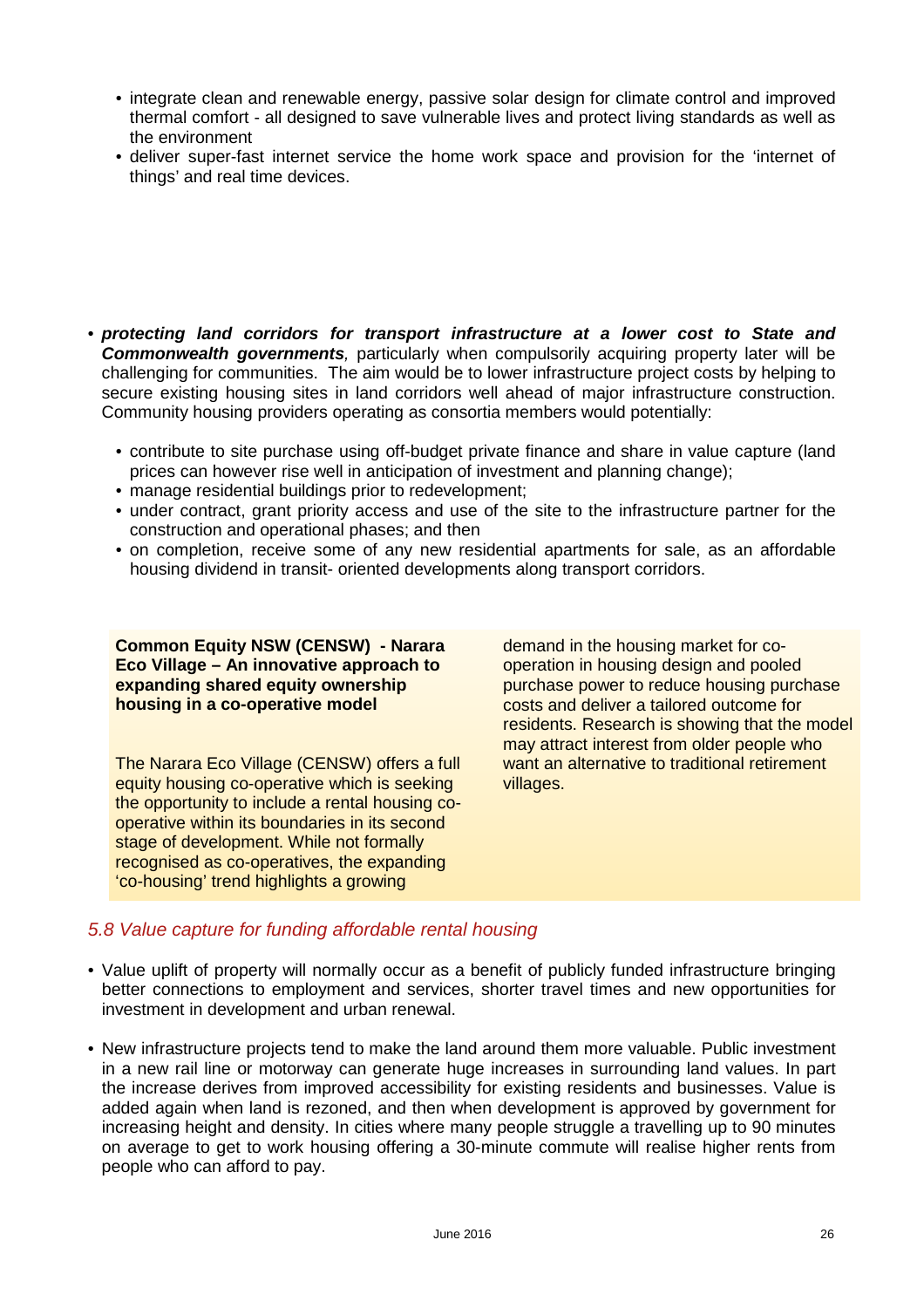- integrate clean and renewable energy, passive solar design for climate control and improved thermal comfort - all designed to save vulnerable lives and protect living standards as well as the environment
- deliver super-fast internet service the home work space and provision for the 'internet of things' and real time devices.

- ***protecting land corridors for transport infrastructure at a lower cost to State and Commonwealth governments****,* particularly when compulsorily acquiring property later will be challenging for communities. The aim would be to lower infrastructure project costs by helping to secure existing housing sites in land corridors well ahead of major infrastructure construction. Community housing providers operating as consortia members would potentially:

  - contribute to site purchase using off-budget private finance and share in value capture (land prices can however rise well in anticipation of investment and planning change);
  - manage residential buildings prior to redevelopment;
  - under contract, grant priority access and use of the site to the infrastructure partner for the construction and operational phases; and then
  - on completion, receive some of any new residential apartments for sale, as an affordable housing dividend in transit- oriented developments along transport corridors.

**Common Equity NSW (CENSW) - Narara Eco Village – An innovative approach to expanding shared equity ownership housing in a co-operative model**

The Narara Eco Village (CENSW) offers a full equity housing co-operative which is seeking the opportunity to include a rental housing co-operative within its boundaries in its second stage of development. While not formally recognised as co-operatives, the expanding 'co-housing' trend highlights a growing demand in the housing market for co-operation in housing design and pooled purchase power to reduce housing purchase costs and deliver a tailored outcome for residents. Research is showing that the model may attract interest from older people who want an alternative to traditional retirement villages.

### *5.8 Value capture for funding affordable rental housing*

- Value uplift of property will normally occur as a benefit of publicly funded infrastructure bringing better connections to employment and services, shorter travel times and new opportunities for investment in development and urban renewal.

- New infrastructure projects tend to make the land around them more valuable. Public investment in a new rail line or motorway can generate huge increases in surrounding land values. In part the increase derives from improved accessibility for existing residents and businesses. Value is added again when land is rezoned, and then when development is approved by government for increasing height and density. In cities where many people struggle a travelling up to 90 minutes on average to get to work housing offering a 30-minute commute will realise higher rents from people who can afford to pay.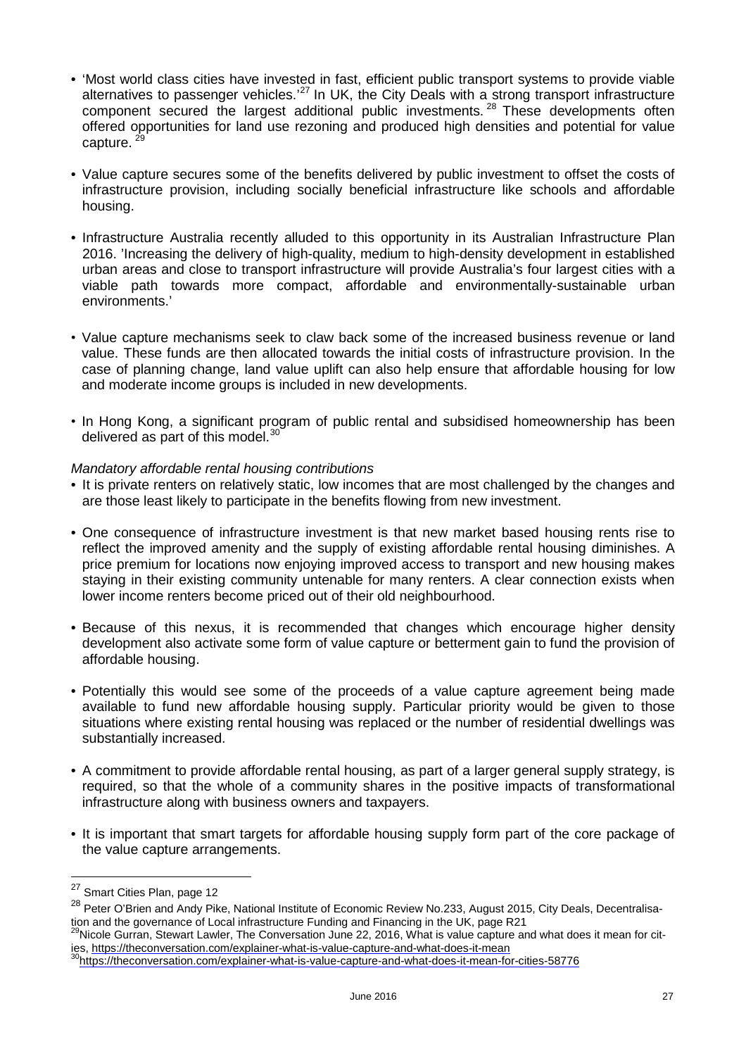- 'Most world class cities have invested in fast, efficient public transport systems to provide viable alternatives to passenger vehicles.'[27] In UK, the City Deals with a strong transport infrastructure component secured the largest additional public investments.[28] These developments often offered opportunities for land use rezoning and produced high densities and potential for value capture.[29]

- Value capture secures some of the benefits delivered by public investment to offset the costs of infrastructure provision, including socially beneficial infrastructure like schools and affordable housing.

- Infrastructure Australia recently alluded to this opportunity in its Australian Infrastructure Plan 2016. 'Increasing the delivery of high-quality, medium to high-density development in established urban areas and close to transport infrastructure will provide Australia's four largest cities with a viable path towards more compact, affordable and environmentally-sustainable urban environments.'

- Value capture mechanisms seek to claw back some of the increased business revenue or land value. These funds are then allocated towards the initial costs of infrastructure provision. In the case of planning change, land value uplift can also help ensure that affordable housing for low and moderate income groups is included in new developments.

- In Hong Kong, a significant program of public rental and subsidised homeownership has been delivered as part of this model.[30]

*Mandatory affordable rental housing contributions*

- It is private renters on relatively static, low incomes that are most challenged by the changes and are those least likely to participate in the benefits flowing from new investment.

- One consequence of infrastructure investment is that new market based housing rents rise to reflect the improved amenity and the supply of existing affordable rental housing diminishes. A price premium for locations now enjoying improved access to transport and new housing makes staying in their existing community untenable for many renters. A clear connection exists when lower income renters become priced out of their old neighbourhood.

- Because of this nexus, it is recommended that changes which encourage higher density development also activate some form of value capture or betterment gain to fund the provision of affordable housing.

- Potentially this would see some of the proceeds of a value capture agreement being made available to fund new affordable housing supply. Particular priority would be given to those situations where existing rental housing was replaced or the number of residential dwellings was substantially increased.

- A commitment to provide affordable rental housing, as part of a larger general supply strategy, is required, so that the whole of a community shares in the positive impacts of transformational infrastructure along with business owners and taxpayers.

- It is important that smart targets for affordable housing supply form part of the core package of the value capture arrangements.

---

[27] Smart Cities Plan, page 12

[28] Peter O'Brien and Andy Pike, National Institute of Economic Review No.233, August 2015, City Deals, Decentralisation and the governance of Local infrastructure Funding and Financing in the UK, page R21

[29] Nicole Gurran, Stewart Lawler, The Conversation June 22, 2016, What is value capture and what does it mean for cities, https://theconversation.com/explainer-what-is-value-capture-and-what-does-it-mean

[30] https://theconversation.com/explainer-what-is-value-capture-and-what-does-it-mean-for-cities-58776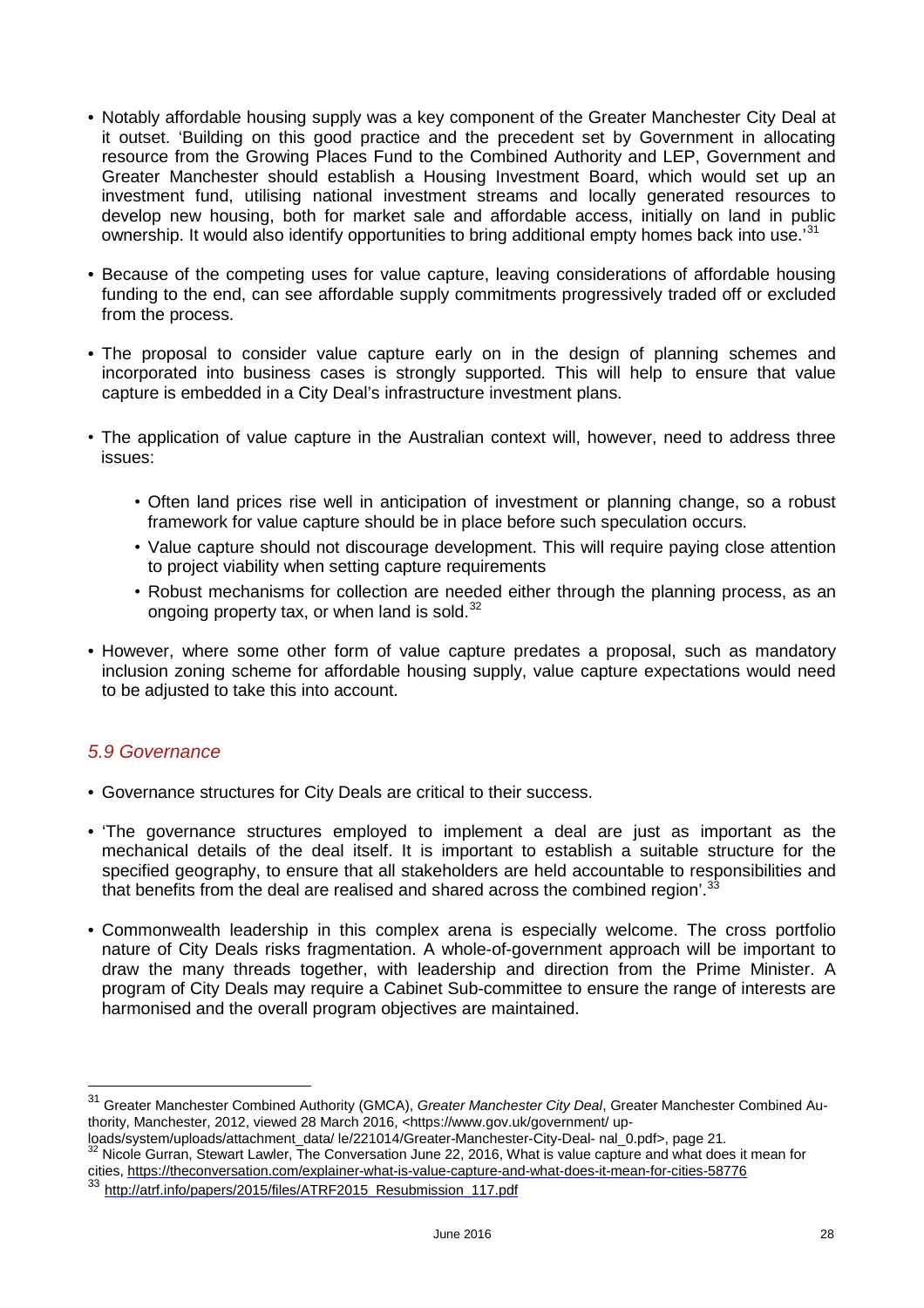- Notably affordable housing supply was a key component of the Greater Manchester City Deal at it outset. 'Building on this good practice and the precedent set by Government in allocating resource from the Growing Places Fund to the Combined Authority and LEP, Government and Greater Manchester should establish a Housing Investment Board, which would set up an investment fund, utilising national investment streams and locally generated resources to develop new housing, both for market sale and affordable access, initially on land in public ownership. It would also identify opportunities to bring additional empty homes back into use.'[31]

- Because of the competing uses for value capture, leaving considerations of affordable housing funding to the end, can see affordable supply commitments progressively traded off or excluded from the process.

- The proposal to consider value capture early on in the design of planning schemes and incorporated into business cases is strongly supported. This will help to ensure that value capture is embedded in a City Deal's infrastructure investment plans.

- The application of value capture in the Australian context will, however, need to address three issues:

  - Often land prices rise well in anticipation of investment or planning change, so a robust framework for value capture should be in place before such speculation occurs.
  - Value capture should not discourage development. This will require paying close attention to project viability when setting capture requirements
  - Robust mechanisms for collection are needed either through the planning process, as an ongoing property tax, or when land is sold.[32]

- However, where some other form of value capture predates a proposal, such as mandatory inclusion zoning scheme for affordable housing supply, value capture expectations would need to be adjusted to take this into account.

## *5.9 Governance*

- Governance structures for City Deals are critical to their success.

- 'The governance structures employed to implement a deal are just as important as the mechanical details of the deal itself. It is important to establish a suitable structure for the specified geography, to ensure that all stakeholders are held accountable to responsibilities and that benefits from the deal are realised and shared across the combined region'.[33]

- Commonwealth leadership in this complex arena is especially welcome. The cross portfolio nature of City Deals risks fragmentation. A whole-of-government approach will be important to draw the many threads together, with leadership and direction from the Prime Minister. A program of City Deals may require a Cabinet Sub-committee to ensure the range of interests are harmonised and the overall program objectives are maintained.

---

[31] Greater Manchester Combined Authority (GMCA), *Greater Manchester City Deal*, Greater Manchester Combined Authority, Manchester, 2012, viewed 28 March 2016, <https://www.gov.uk/government/ uploads/system/uploads/attachment_data/ le/221014/Greater-Manchester-City-Deal- nal_0.pdf>, page 21.

[32] Nicole Gurran, Stewart Lawler, The Conversation June 22, 2016, What is value capture and what does it mean for cities, https://theconversation.com/explainer-what-is-value-capture-and-what-does-it-mean-for-cities-58776

[33] http://atrf.info/papers/2015/files/ATRF2015_Resubmission_117.pdf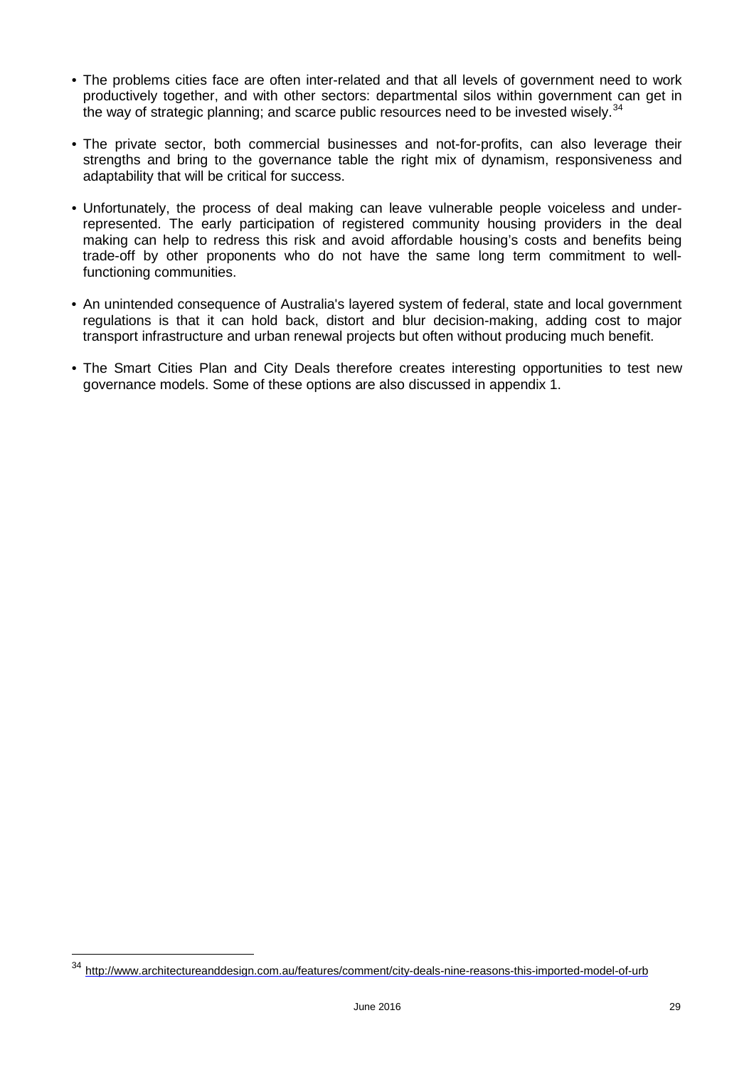- The problems cities face are often inter-related and that all levels of government need to work productively together, and with other sectors: departmental silos within government can get in the way of strategic planning; and scarce public resources need to be invested wisely.[34]

- The private sector, both commercial businesses and not-for-profits, can also leverage their strengths and bring to the governance table the right mix of dynamism, responsiveness and adaptability that will be critical for success.

- Unfortunately, the process of deal making can leave vulnerable people voiceless and under-represented. The early participation of registered community housing providers in the deal making can help to redress this risk and avoid affordable housing's costs and benefits being trade-off by other proponents who do not have the same long term commitment to well-functioning communities.

- An unintended consequence of Australia's layered system of federal, state and local government regulations is that it can hold back, distort and blur decision-making, adding cost to major transport infrastructure and urban renewal projects but often without producing much benefit.

- The Smart Cities Plan and City Deals therefore creates interesting opportunities to test new governance models. Some of these options are also discussed in appendix 1.

---

[34] http://www.architectureanddesign.com.au/features/comment/city-deals-nine-reasons-this-imported-model-of-urb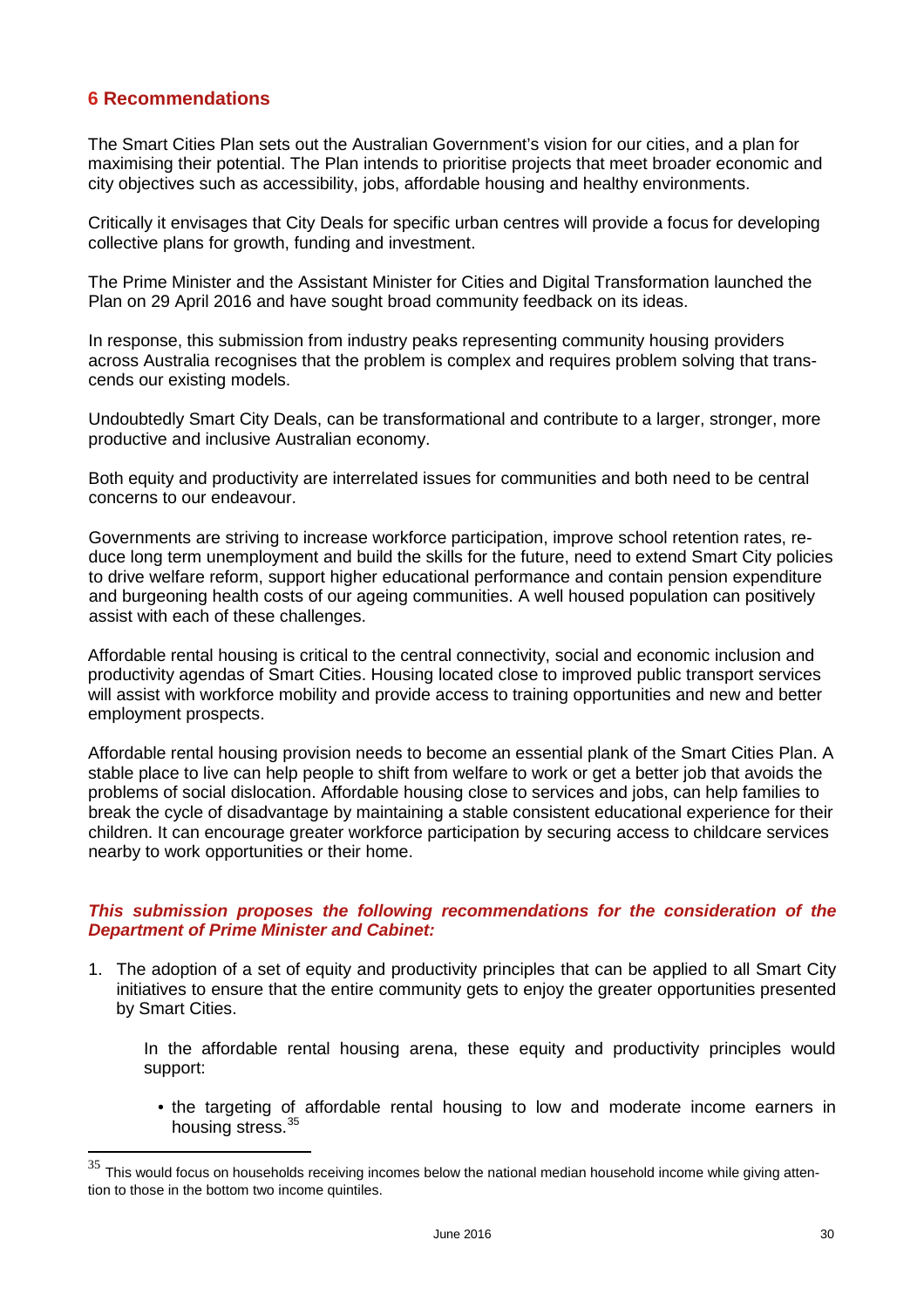## 6 Recommendations

The Smart Cities Plan sets out the Australian Government's vision for our cities, and a plan for maximising their potential. The Plan intends to prioritise projects that meet broader economic and city objectives such as accessibility, jobs, affordable housing and healthy environments.

Critically it envisages that City Deals for specific urban centres will provide a focus for developing collective plans for growth, funding and investment.

The Prime Minister and the Assistant Minister for Cities and Digital Transformation launched the Plan on 29 April 2016 and have sought broad community feedback on its ideas.

In response, this submission from industry peaks representing community housing providers across Australia recognises that the problem is complex and requires problem solving that transcends our existing models.

Undoubtedly Smart City Deals, can be transformational and contribute to a larger, stronger, more productive and inclusive Australian economy.

Both equity and productivity are interrelated issues for communities and both need to be central concerns to our endeavour.

Governments are striving to increase workforce participation, improve school retention rates, reduce long term unemployment and build the skills for the future, need to extend Smart City policies to drive welfare reform, support higher educational performance and contain pension expenditure and burgeoning health costs of our ageing communities. A well housed population can positively assist with each of these challenges.

Affordable rental housing is critical to the central connectivity, social and economic inclusion and productivity agendas of Smart Cities. Housing located close to improved public transport services will assist with workforce mobility and provide access to training opportunities and new and better employment prospects.

Affordable rental housing provision needs to become an essential plank of the Smart Cities Plan. A stable place to live can help people to shift from welfare to work or get a better job that avoids the problems of social dislocation. Affordable housing close to services and jobs, can help families to break the cycle of disadvantage by maintaining a stable consistent educational experience for their children. It can encourage greater workforce participation by securing access to childcare services nearby to work opportunities or their home.

***This submission proposes the following recommendations for the consideration of the Department of Prime Minister and Cabinet:***

1. The adoption of a set of equity and productivity principles that can be applied to all Smart City initiatives to ensure that the entire community gets to enjoy the greater opportunities presented by Smart Cities.

   In the affordable rental housing arena, these equity and productivity principles would support:

   - the targeting of affordable rental housing to low and moderate income earners in housing stress.[35]

[35] This would focus on households receiving incomes below the national median household income while giving attention to those in the bottom two income quintiles.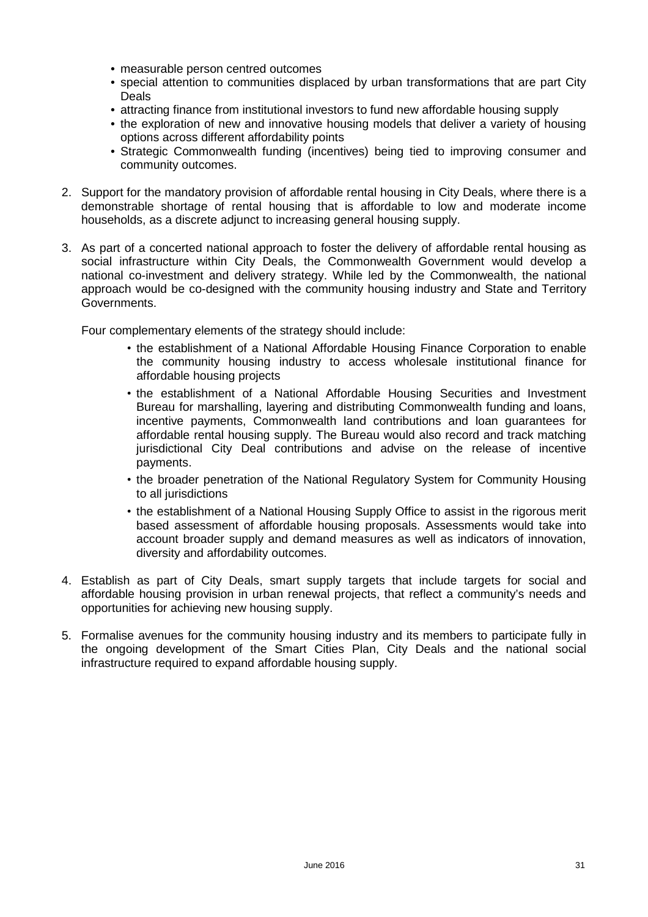- measurable person centred outcomes
- special attention to communities displaced by urban transformations that are part City Deals
- attracting finance from institutional investors to fund new affordable housing supply
- the exploration of new and innovative housing models that deliver a variety of housing options across different affordability points
- Strategic Commonwealth funding (incentives) being tied to improving consumer and community outcomes.

2. Support for the mandatory provision of affordable rental housing in City Deals, where there is a demonstrable shortage of rental housing that is affordable to low and moderate income households, as a discrete adjunct to increasing general housing supply.

3. As part of a concerted national approach to foster the delivery of affordable rental housing as social infrastructure within City Deals, the Commonwealth Government would develop a national co-investment and delivery strategy. While led by the Commonwealth, the national approach would be co-designed with the community housing industry and State and Territory Governments.

   Four complementary elements of the strategy should include:

   - the establishment of a National Affordable Housing Finance Corporation to enable the community housing industry to access wholesale institutional finance for affordable housing projects
   - the establishment of a National Affordable Housing Securities and Investment Bureau for marshalling, layering and distributing Commonwealth funding and loans, incentive payments, Commonwealth land contributions and loan guarantees for affordable rental housing supply. The Bureau would also record and track matching jurisdictional City Deal contributions and advise on the release of incentive payments.
   - the broader penetration of the National Regulatory System for Community Housing to all jurisdictions
   - the establishment of a National Housing Supply Office to assist in the rigorous merit based assessment of affordable housing proposals. Assessments would take into account broader supply and demand measures as well as indicators of innovation, diversity and affordability outcomes.

4. Establish as part of City Deals, smart supply targets that include targets for social and affordable housing provision in urban renewal projects, that reflect a community's needs and opportunities for achieving new housing supply.

5. Formalise avenues for the community housing industry and its members to participate fully in the ongoing development of the Smart Cities Plan, City Deals and the national social infrastructure required to expand affordable housing supply.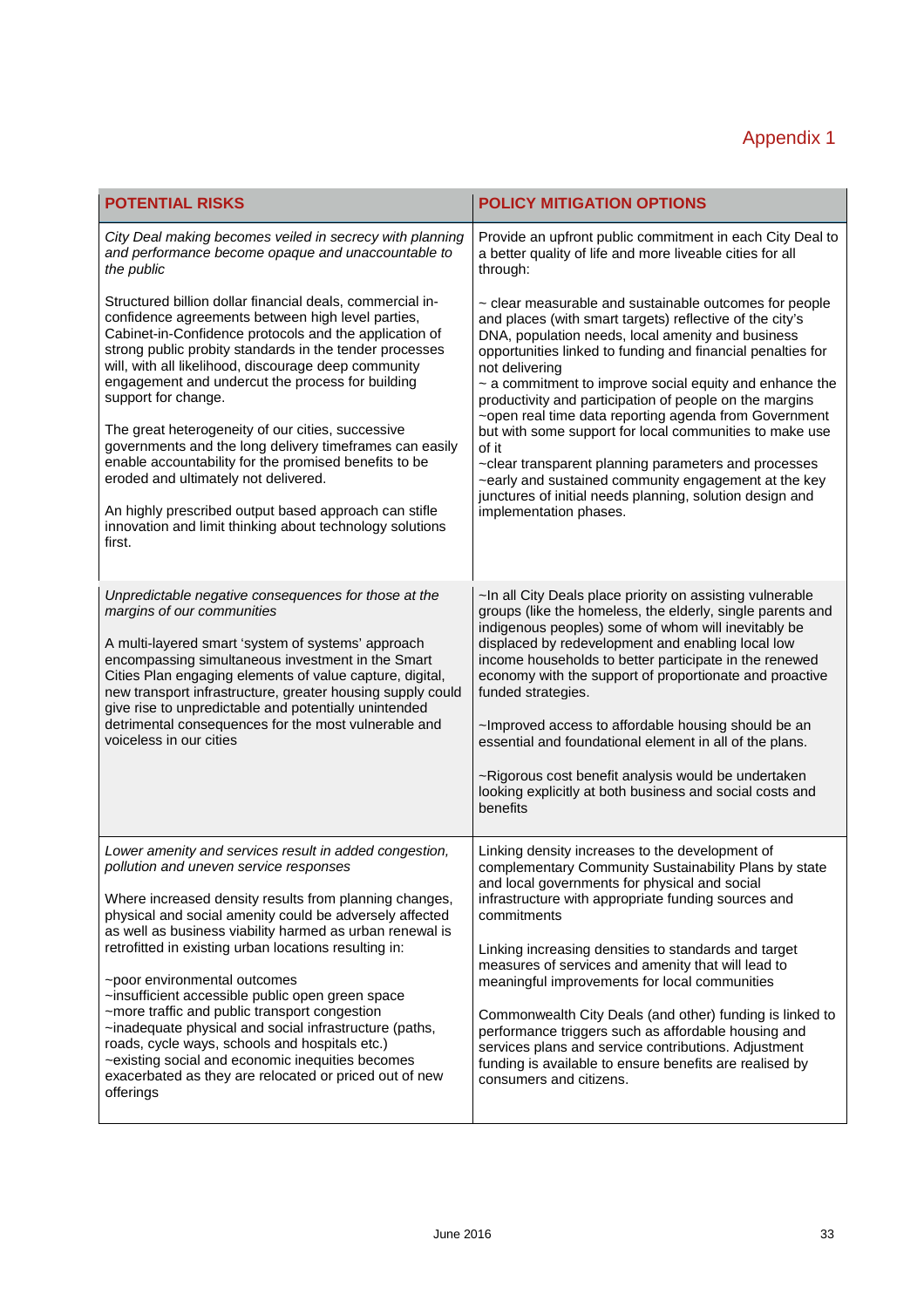Appendix 1

| POTENTIAL RISKS | POLICY MITIGATION OPTIONS |
|---|---|
| *City Deal making becomes veiled in secrecy with planning and performance become opaque and unaccountable to the public*<br><br>Structured billion dollar financial deals, commercial in-confidence agreements between high level parties, Cabinet-in-Confidence protocols and the application of strong public probity standards in the tender processes will, with all likelihood, discourage deep community engagement and undercut the process for building support for change.<br><br>The great heterogeneity of our cities, successive governments and the long delivery timeframes can easily enable accountability for the promised benefits to be eroded and ultimately not delivered.<br><br>An highly prescribed output based approach can stifle innovation and limit thinking about technology solutions first. | Provide an upfront public commitment in each City Deal to a better quality of life and more liveable cities for all through:<br><br>~ clear measurable and sustainable outcomes for people and places (with smart targets) reflective of the city's DNA, population needs, local amenity and business opportunities linked to funding and financial penalties for not delivering<br>~ a commitment to improve social equity and enhance the productivity and participation of people on the margins<br>~open real time data reporting agenda from Government but with some support for local communities to make use of it<br>~clear transparent planning parameters and processes<br>~early and sustained community engagement at the key junctures of initial needs planning, solution design and implementation phases. |
| *Unpredictable negative consequences for those at the margins of our communities*<br><br>A multi-layered smart 'system of systems' approach encompassing simultaneous investment in the Smart Cities Plan engaging elements of value capture, digital, new transport infrastructure, greater housing supply could give rise to unpredictable and potentially unintended detrimental consequences for the most vulnerable and voiceless in our cities | ~In all City Deals place priority on assisting vulnerable groups (like the homeless, the elderly, single parents and indigenous peoples) some of whom will inevitably be displaced by redevelopment and enabling local low income households to better participate in the renewed economy with the support of proportionate and proactive funded strategies.<br><br>~Improved access to affordable housing should be an essential and foundational element in all of the plans.<br><br>~Rigorous cost benefit analysis would be undertaken looking explicitly at both business and social costs and benefits |
| *Lower amenity and services result in added congestion, pollution and uneven service responses*<br><br>Where increased density results from planning changes, physical and social amenity could be adversely affected as well as business viability harmed as urban renewal is retrofitted in existing urban locations resulting in:<br><br>~poor environmental outcomes<br>~insufficient accessible public open green space<br>~more traffic and public transport congestion<br>~inadequate physical and social infrastructure (paths, roads, cycle ways, schools and hospitals etc.)<br>~existing social and economic inequities becomes exacerbated as they are relocated or priced out of new offerings | Linking density increases to the development of complementary Community Sustainability Plans by state and local governments for physical and social infrastructure with appropriate funding sources and commitments<br><br>Linking increasing densities to standards and target measures of services and amenity that will lead to meaningful improvements for local communities<br><br>Commonwealth City Deals (and other) funding is linked to performance triggers such as affordable housing and services plans and service contributions. Adjustment funding is available to ensure benefits are realised by consumers and citizens. |

June 2016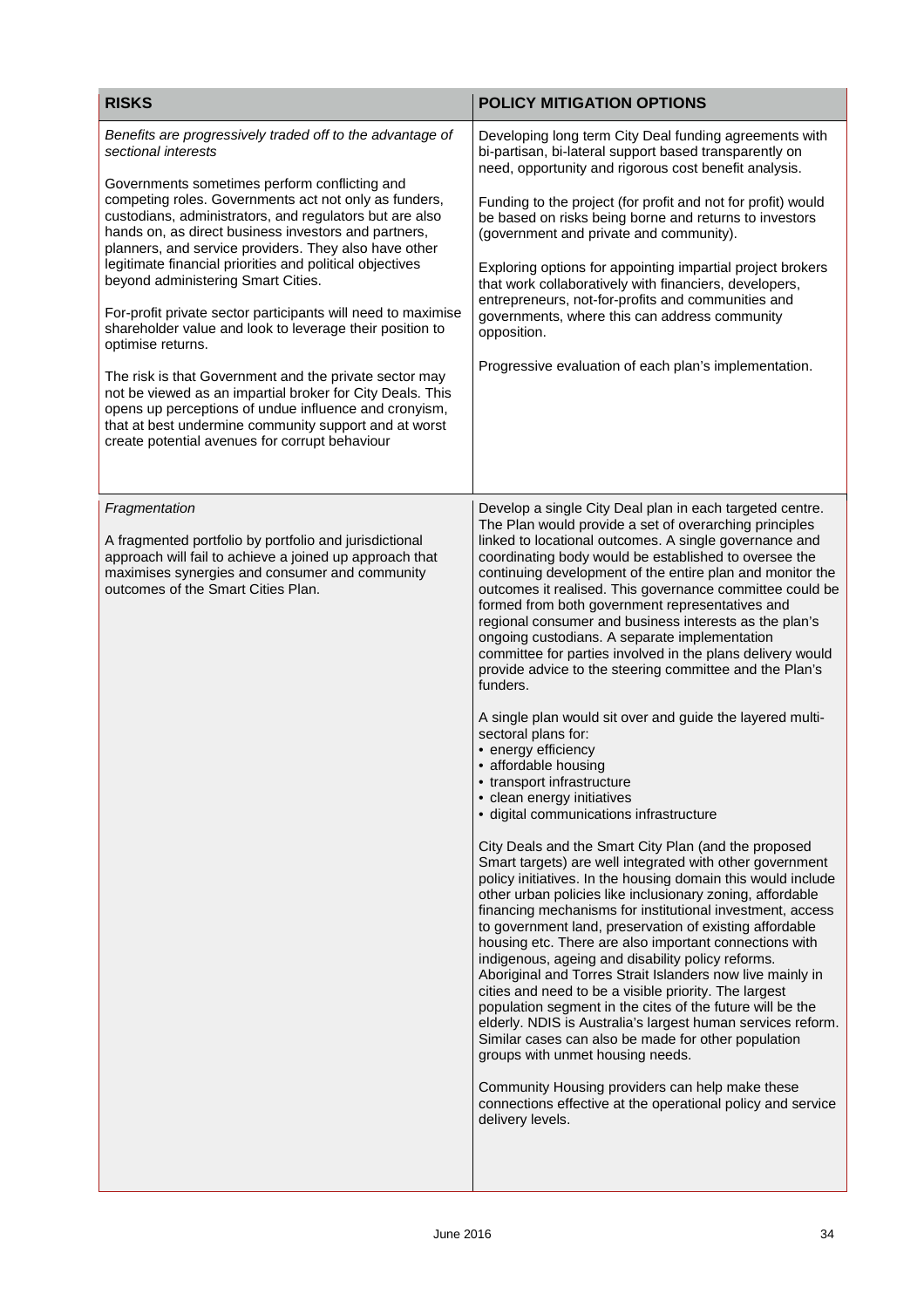| RISKS | POLICY MITIGATION OPTIONS |
|---|---|
| *Benefits are progressively traded off to the advantage of sectional interests*<br><br>Governments sometimes perform conflicting and competing roles. Governments act not only as funders, custodians, administrators, and regulators but are also hands on, as direct business investors and partners, planners, and service providers. They also have other legitimate financial priorities and political objectives beyond administering Smart Cities.<br><br>For-profit private sector participants will need to maximise shareholder value and look to leverage their position to optimise returns.<br><br>The risk is that Government and the private sector may not be viewed as an impartial broker for City Deals. This opens up perceptions of undue influence and cronyism, that at best undermine community support and at worst create potential avenues for corrupt behaviour | Developing long term City Deal funding agreements with bi-partisan, bi-lateral support based transparently on need, opportunity and rigorous cost benefit analysis.<br><br>Funding to the project (for profit and not for profit) would be based on risks being borne and returns to investors (government and private and community).<br><br>Exploring options for appointing impartial project brokers that work collaboratively with financiers, developers, entrepreneurs, not-for-profits and communities and governments, where this can address community opposition.<br><br>Progressive evaluation of each plan's implementation. |
| *Fragmentation*<br><br>A fragmented portfolio by portfolio and jurisdictional approach will fail to achieve a joined up approach that maximises synergies and consumer and community outcomes of the Smart Cities Plan. | Develop a single City Deal plan in each targeted centre. The Plan would provide a set of overarching principles linked to locational outcomes. A single governance and coordinating body would be established to oversee the continuing development of the entire plan and monitor the outcomes it realised. This governance committee could be formed from both government representatives and regional consumer and business interests as the plan's ongoing custodians. A separate implementation committee for parties involved in the plans delivery would provide advice to the steering committee and the Plan's funders.<br><br>A single plan would sit over and guide the layered multi-sectoral plans for:<br>• energy efficiency<br>• affordable housing<br>• transport infrastructure<br>• clean energy initiatives<br>• digital communications infrastructure<br><br>City Deals and the Smart City Plan (and the proposed Smart targets) are well integrated with other government policy initiatives. In the housing domain this would include other urban policies like inclusionary zoning, affordable financing mechanisms for institutional investment, access to government land, preservation of existing affordable housing etc. There are also important connections with indigenous, ageing and disability policy reforms. Aboriginal and Torres Strait Islanders now live mainly in cities and need to be a visible priority. The largest population segment in the cites of the future will be the elderly. NDIS is Australia's largest human services reform. Similar cases can also be made for other population groups with unmet housing needs.<br><br>Community Housing providers can help make these connections effective at the operational policy and service delivery levels. |